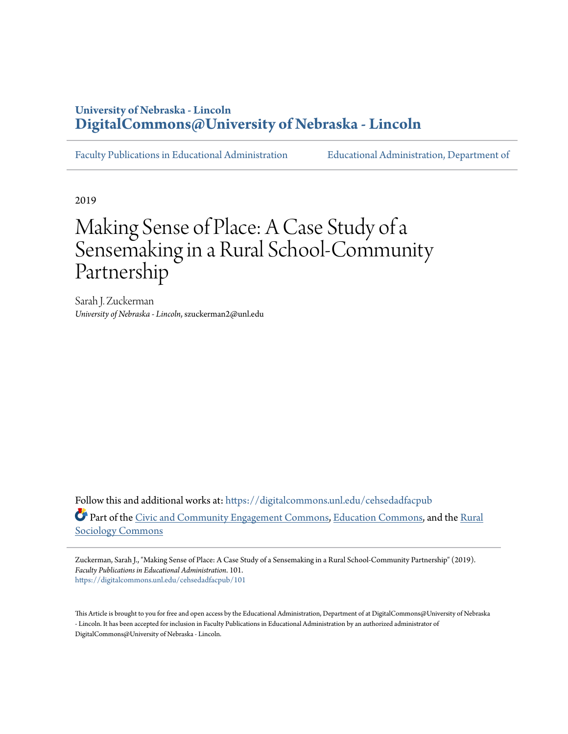University of Nebraska - Lincoln
**DigitalCommons@University of Nebraska - Lincoln**

Faculty Publications in Educational Administration | Educational Administration, Department of

2019

# Making Sense of Place: A Case Study of a Sensemaking in a Rural School-Community Partnership

Sarah J. Zuckerman
*University of Nebraska - Lincoln*, szuckerman2@unl.edu

Follow this and additional works at: https://digitalcommons.unl.edu/cehsedadfacpub

Part of the Civic and Community Engagement Commons, Education Commons, and the Rural Sociology Commons

Zuckerman, Sarah J., "Making Sense of Place: A Case Study of a Sensemaking in a Rural School-Community Partnership" (2019). *Faculty Publications in Educational Administration*. 101.
https://digitalcommons.unl.edu/cehsedadfacpub/101

This Article is brought to you for free and open access by the Educational Administration, Department of at DigitalCommons@University of Nebraska - Lincoln. It has been accepted for inclusion in Faculty Publications in Educational Administration by an authorized administrator of DigitalCommons@University of Nebraska - Lincoln.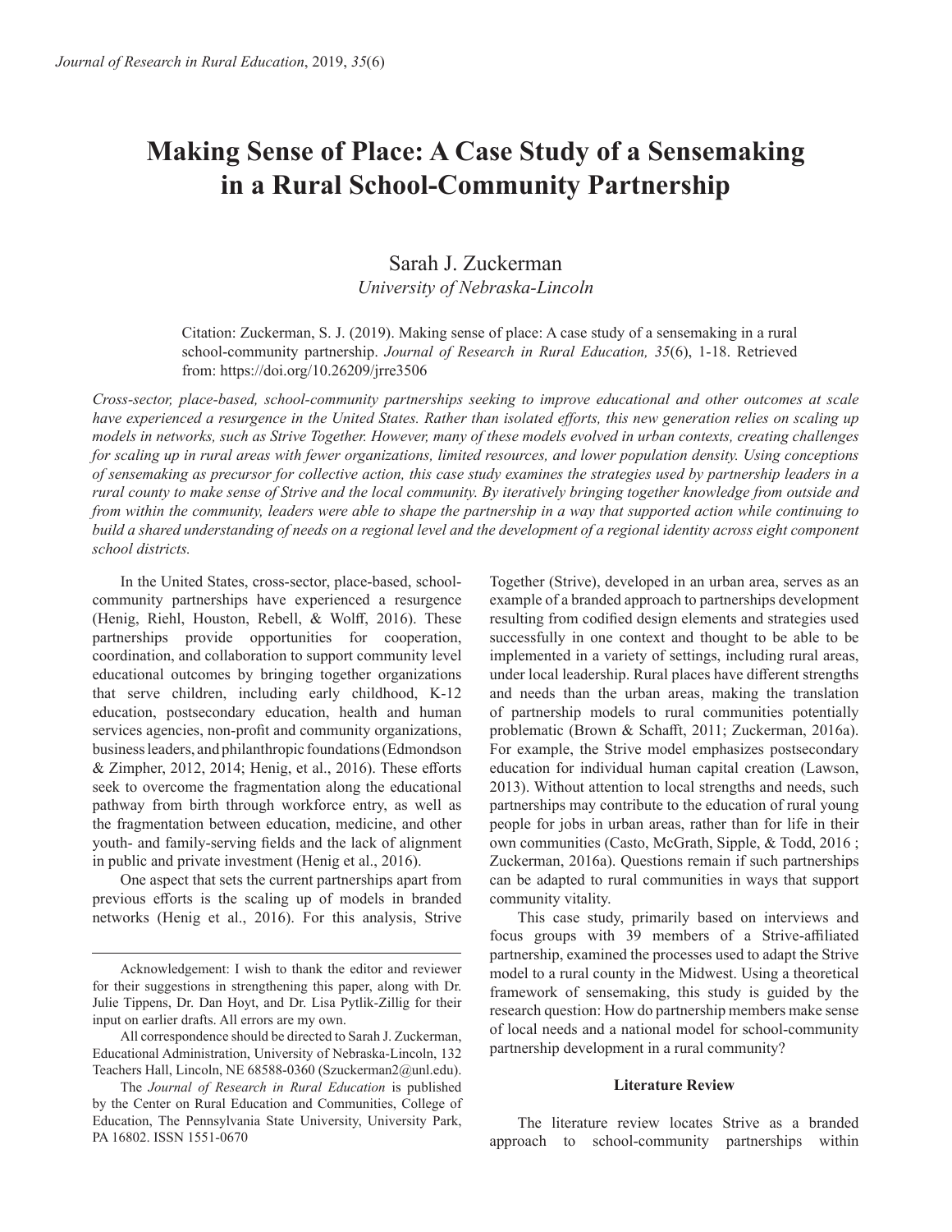# Making Sense of Place: A Case Study of a Sensemaking in a Rural School-Community Partnership

Sarah J. Zuckerman
*University of Nebraska-Lincoln*

Citation: Zuckerman, S. J. (2019). Making sense of place: A case study of a sensemaking in a rural school-community partnership. *Journal of Research in Rural Education, 35*(6), 1-18. Retrieved from: https://doi.org/10.26209/jrre3506

*Cross-sector, place-based, school-community partnerships seeking to improve educational and other outcomes at scale have experienced a resurgence in the United States. Rather than isolated efforts, this new generation relies on scaling up models in networks, such as Strive Together. However, many of these models evolved in urban contexts, creating challenges for scaling up in rural areas with fewer organizations, limited resources, and lower population density. Using conceptions of sensemaking as precursor for collective action, this case study examines the strategies used by partnership leaders in a rural county to make sense of Strive and the local community. By iteratively bringing together knowledge from outside and from within the community, leaders were able to shape the partnership in a way that supported action while continuing to build a shared understanding of needs on a regional level and the development of a regional identity across eight component school districts.*

In the United States, cross-sector, place-based, school-community partnerships have experienced a resurgence (Henig, Riehl, Houston, Rebell, & Wolff, 2016). These partnerships provide opportunities for cooperation, coordination, and collaboration to support community level educational outcomes by bringing together organizations that serve children, including early childhood, K-12 education, postsecondary education, health and human services agencies, non-profit and community organizations, business leaders, and philanthropic foundations (Edmondson & Zimpher, 2012, 2014; Henig, et al., 2016). These efforts seek to overcome the fragmentation along the educational pathway from birth through workforce entry, as well as the fragmentation between education, medicine, and other youth- and family-serving fields and the lack of alignment in public and private investment (Henig et al., 2016).

One aspect that sets the current partnerships apart from previous efforts is the scaling up of models in branded networks (Henig et al., 2016). For this analysis, Strive Together (Strive), developed in an urban area, serves as an example of a branded approach to partnerships development resulting from codified design elements and strategies used successfully in one context and thought to be able to be implemented in a variety of settings, including rural areas, under local leadership. Rural places have different strengths and needs than the urban areas, making the translation of partnership models to rural communities potentially problematic (Brown & Schafft, 2011; Zuckerman, 2016a). For example, the Strive model emphasizes postsecondary education for individual human capital creation (Lawson, 2013). Without attention to local strengths and needs, such partnerships may contribute to the education of rural young people for jobs in urban areas, rather than for life in their own communities (Casto, McGrath, Sipple, & Todd, 2016 ; Zuckerman, 2016a). Questions remain if such partnerships can be adapted to rural communities in ways that support community vitality.

This case study, primarily based on interviews and focus groups with 39 members of a Strive-affiliated partnership, examined the processes used to adapt the Strive model to a rural county in the Midwest. Using a theoretical framework of sensemaking, this study is guided by the research question: How do partnership members make sense of local needs and a national model for school-community partnership development in a rural community?

## Literature Review

The literature review locates Strive as a branded approach to school-community partnerships within

---

Acknowledgement: I wish to thank the editor and reviewer for their suggestions in strengthening this paper, along with Dr. Julie Tippens, Dr. Dan Hoyt, and Dr. Lisa Pytlik-Zillig for their input on earlier drafts. All errors are my own.

All correspondence should be directed to Sarah J. Zuckerman, Educational Administration, University of Nebraska-Lincoln, 132 Teachers Hall, Lincoln, NE 68588-0360 (Szuckerman2@unl.edu).

The *Journal of Research in Rural Education* is published by the Center on Rural Education and Communities, College of Education, The Pennsylvania State University, University Park, PA 16802. ISSN 1551-0670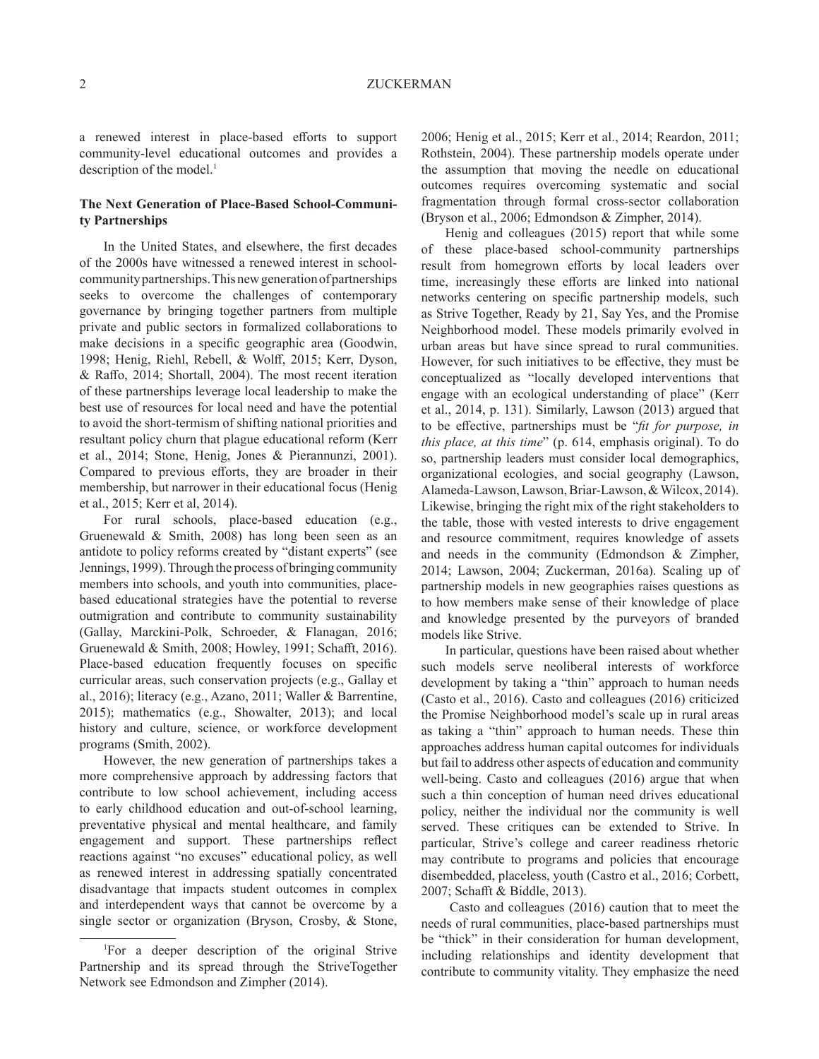a renewed interest in place-based efforts to support community-level educational outcomes and provides a description of the model.[1]

## The Next Generation of Place-Based School-Community Partnerships

In the United States, and elsewhere, the first decades of the 2000s have witnessed a renewed interest in school-community partnerships. This new generation of partnerships seeks to overcome the challenges of contemporary governance by bringing together partners from multiple private and public sectors in formalized collaborations to make decisions in a specific geographic area (Goodwin, 1998; Henig, Riehl, Rebell, & Wolff, 2015; Kerr, Dyson, & Raffo, 2014; Shortall, 2004). The most recent iteration of these partnerships leverage local leadership to make the best use of resources for local need and have the potential to avoid the short-termism of shifting national priorities and resultant policy churn that plague educational reform (Kerr et al., 2014; Stone, Henig, Jones & Pierannunzi, 2001). Compared to previous efforts, they are broader in their membership, but narrower in their educational focus (Henig et al., 2015; Kerr et al, 2014).

For rural schools, place-based education (e.g., Gruenewald & Smith, 2008) has long been seen as an antidote to policy reforms created by "distant experts" (see Jennings, 1999). Through the process of bringing community members into schools, and youth into communities, place-based educational strategies have the potential to reverse outmigration and contribute to community sustainability (Gallay, Marckini-Polk, Schroeder, & Flanagan, 2016; Gruenewald & Smith, 2008; Howley, 1991; Schafft, 2016). Place-based education frequently focuses on specific curricular areas, such conservation projects (e.g., Gallay et al., 2016); literacy (e.g., Azano, 2011; Waller & Barrentine, 2015); mathematics (e.g., Showalter, 2013); and local history and culture, science, or workforce development programs (Smith, 2002).

However, the new generation of partnerships takes a more comprehensive approach by addressing factors that contribute to low school achievement, including access to early childhood education and out-of-school learning, preventative physical and mental healthcare, and family engagement and support. These partnerships reflect reactions against "no excuses" educational policy, as well as renewed interest in addressing spatially concentrated disadvantage that impacts student outcomes in complex and interdependent ways that cannot be overcome by a single sector or organization (Bryson, Crosby, & Stone, 2006; Henig et al., 2015; Kerr et al., 2014; Reardon, 2011; Rothstein, 2004). These partnership models operate under the assumption that moving the needle on educational outcomes requires overcoming systematic and social fragmentation through formal cross-sector collaboration (Bryson et al., 2006; Edmondson & Zimpher, 2014).

Henig and colleagues (2015) report that while some of these place-based school-community partnerships result from homegrown efforts by local leaders over time, increasingly these efforts are linked into national networks centering on specific partnership models, such as Strive Together, Ready by 21, Say Yes, and the Promise Neighborhood model. These models primarily evolved in urban areas but have since spread to rural communities. However, for such initiatives to be effective, they must be conceptualized as "locally developed interventions that engage with an ecological understanding of place" (Kerr et al., 2014, p. 131). Similarly, Lawson (2013) argued that to be effective, partnerships must be "*fit for purpose, in this place, at this time*" (p. 614, emphasis original). To do so, partnership leaders must consider local demographics, organizational ecologies, and social geography (Lawson, Alameda-Lawson, Lawson, Briar-Lawson, & Wilcox, 2014). Likewise, bringing the right mix of the right stakeholders to the table, those with vested interests to drive engagement and resource commitment, requires knowledge of assets and needs in the community (Edmondson & Zimpher, 2014; Lawson, 2004; Zuckerman, 2016a). Scaling up of partnership models in new geographies raises questions as to how members make sense of their knowledge of place and knowledge presented by the purveyors of branded models like Strive.

In particular, questions have been raised about whether such models serve neoliberal interests of workforce development by taking a "thin" approach to human needs (Casto et al., 2016). Casto and colleagues (2016) criticized the Promise Neighborhood model's scale up in rural areas as taking a "thin" approach to human needs. These thin approaches address human capital outcomes for individuals but fail to address other aspects of education and community well-being. Casto and colleagues (2016) argue that when such a thin conception of human need drives educational policy, neither the individual nor the community is well served. These critiques can be extended to Strive. In particular, Strive's college and career readiness rhetoric may contribute to programs and policies that encourage disembedded, placeless, youth (Castro et al., 2016; Corbett, 2007; Schafft & Biddle, 2013).

Casto and colleagues (2016) caution that to meet the needs of rural communities, place-based partnerships must be "thick" in their consideration for human development, including relationships and identity development that contribute to community vitality. They emphasize the need

[1]For a deeper description of the original Strive Partnership and its spread through the StriveTogether Network see Edmondson and Zimpher (2014).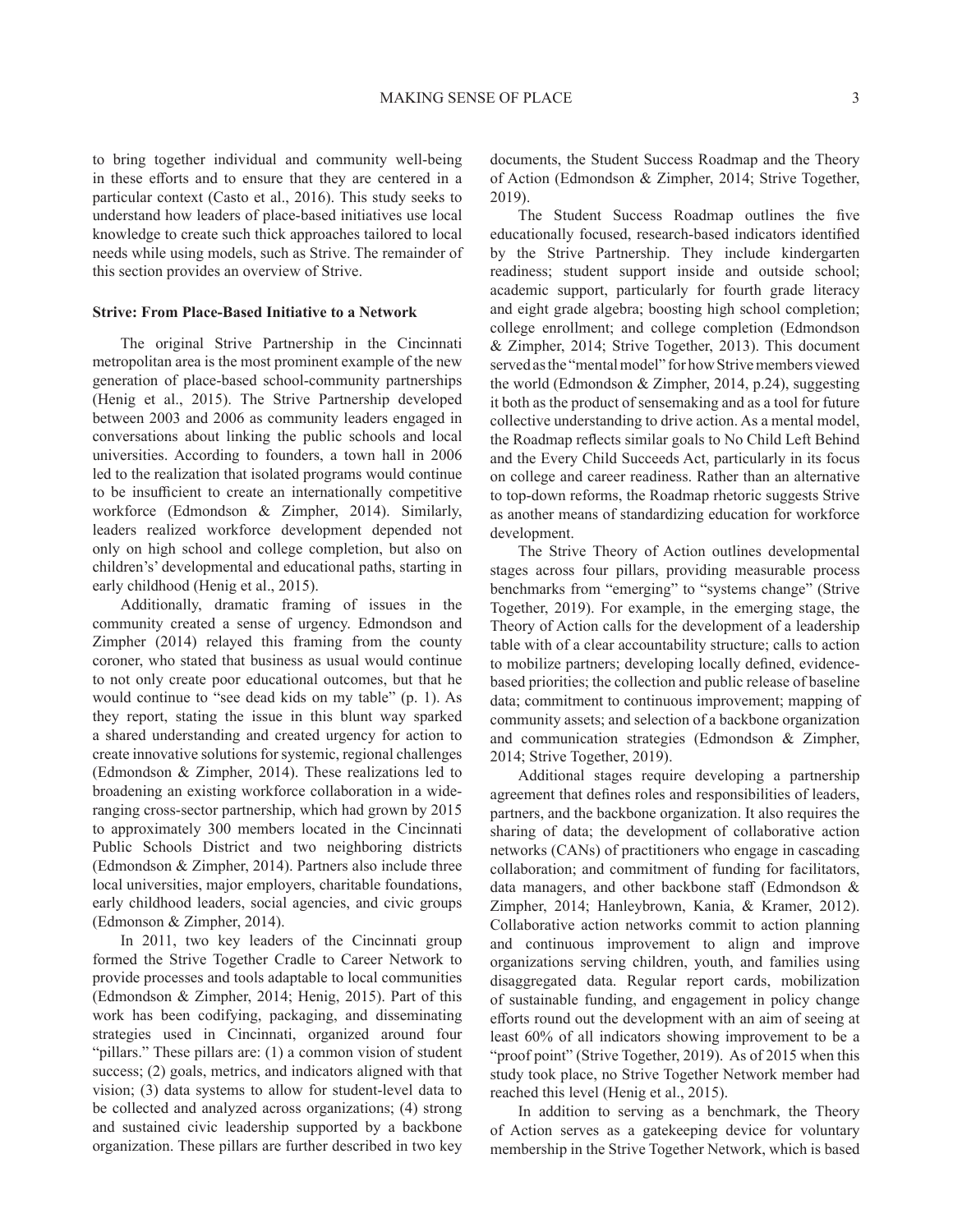to bring together individual and community well-being in these efforts and to ensure that they are centered in a particular context (Casto et al., 2016). This study seeks to understand how leaders of place-based initiatives use local knowledge to create such thick approaches tailored to local needs while using models, such as Strive. The remainder of this section provides an overview of Strive.

**Strive: From Place-Based Initiative to a Network**

The original Strive Partnership in the Cincinnati metropolitan area is the most prominent example of the new generation of place-based school-community partnerships (Henig et al., 2015). The Strive Partnership developed between 2003 and 2006 as community leaders engaged in conversations about linking the public schools and local universities. According to founders, a town hall in 2006 led to the realization that isolated programs would continue to be insufficient to create an internationally competitive workforce (Edmondson & Zimpher, 2014). Similarly, leaders realized workforce development depended not only on high school and college completion, but also on children's developmental and educational paths, starting in early childhood (Henig et al., 2015).

Additionally, dramatic framing of issues in the community created a sense of urgency. Edmondson and Zimpher (2014) relayed this framing from the county coroner, who stated that business as usual would continue to not only create poor educational outcomes, but that he would continue to "see dead kids on my table" (p. 1). As they report, stating the issue in this blunt way sparked a shared understanding and created urgency for action to create innovative solutions for systemic, regional challenges (Edmondson & Zimpher, 2014). These realizations led to broadening an existing workforce collaboration in a wide-ranging cross-sector partnership, which had grown by 2015 to approximately 300 members located in the Cincinnati Public Schools District and two neighboring districts (Edmondson & Zimpher, 2014). Partners also include three local universities, major employers, charitable foundations, early childhood leaders, social agencies, and civic groups (Edmonson & Zimpher, 2014).

In 2011, two key leaders of the Cincinnati group formed the Strive Together Cradle to Career Network to provide processes and tools adaptable to local communities (Edmondson & Zimpher, 2014; Henig, 2015). Part of this work has been codifying, packaging, and disseminating strategies used in Cincinnati, organized around four "pillars." These pillars are: (1) a common vision of student success; (2) goals, metrics, and indicators aligned with that vision; (3) data systems to allow for student-level data to be collected and analyzed across organizations; (4) strong and sustained civic leadership supported by a backbone organization. These pillars are further described in two key documents, the Student Success Roadmap and the Theory of Action (Edmondson & Zimpher, 2014; Strive Together, 2019).

The Student Success Roadmap outlines the five educationally focused, research-based indicators identified by the Strive Partnership. They include kindergarten readiness; student support inside and outside school; academic support, particularly for fourth grade literacy and eight grade algebra; boosting high school completion; college enrollment; and college completion (Edmondson & Zimpher, 2014; Strive Together, 2013). This document served as the "mental model" for how Strive members viewed the world (Edmondson & Zimpher, 2014, p.24), suggesting it both as the product of sensemaking and as a tool for future collective understanding to drive action. As a mental model, the Roadmap reflects similar goals to No Child Left Behind and the Every Child Succeeds Act, particularly in its focus on college and career readiness. Rather than an alternative to top-down reforms, the Roadmap rhetoric suggests Strive as another means of standardizing education for workforce development.

The Strive Theory of Action outlines developmental stages across four pillars, providing measurable process benchmarks from "emerging" to "systems change" (Strive Together, 2019). For example, in the emerging stage, the Theory of Action calls for the development of a leadership table with of a clear accountability structure; calls to action to mobilize partners; developing locally defined, evidence-based priorities; the collection and public release of baseline data; commitment to continuous improvement; mapping of community assets; and selection of a backbone organization and communication strategies (Edmondson & Zimpher, 2014; Strive Together, 2019).

Additional stages require developing a partnership agreement that defines roles and responsibilities of leaders, partners, and the backbone organization. It also requires the sharing of data; the development of collaborative action networks (CANs) of practitioners who engage in cascading collaboration; and commitment of funding for facilitators, data managers, and other backbone staff (Edmondson & Zimpher, 2014; Hanleybrown, Kania, & Kramer, 2012). Collaborative action networks commit to action planning and continuous improvement to align and improve organizations serving children, youth, and families using disaggregated data. Regular report cards, mobilization of sustainable funding, and engagement in policy change efforts round out the development with an aim of seeing at least 60% of all indicators showing improvement to be a "proof point" (Strive Together, 2019). As of 2015 when this study took place, no Strive Together Network member had reached this level (Henig et al., 2015).

In addition to serving as a benchmark, the Theory of Action serves as a gatekeeping device for voluntary membership in the Strive Together Network, which is based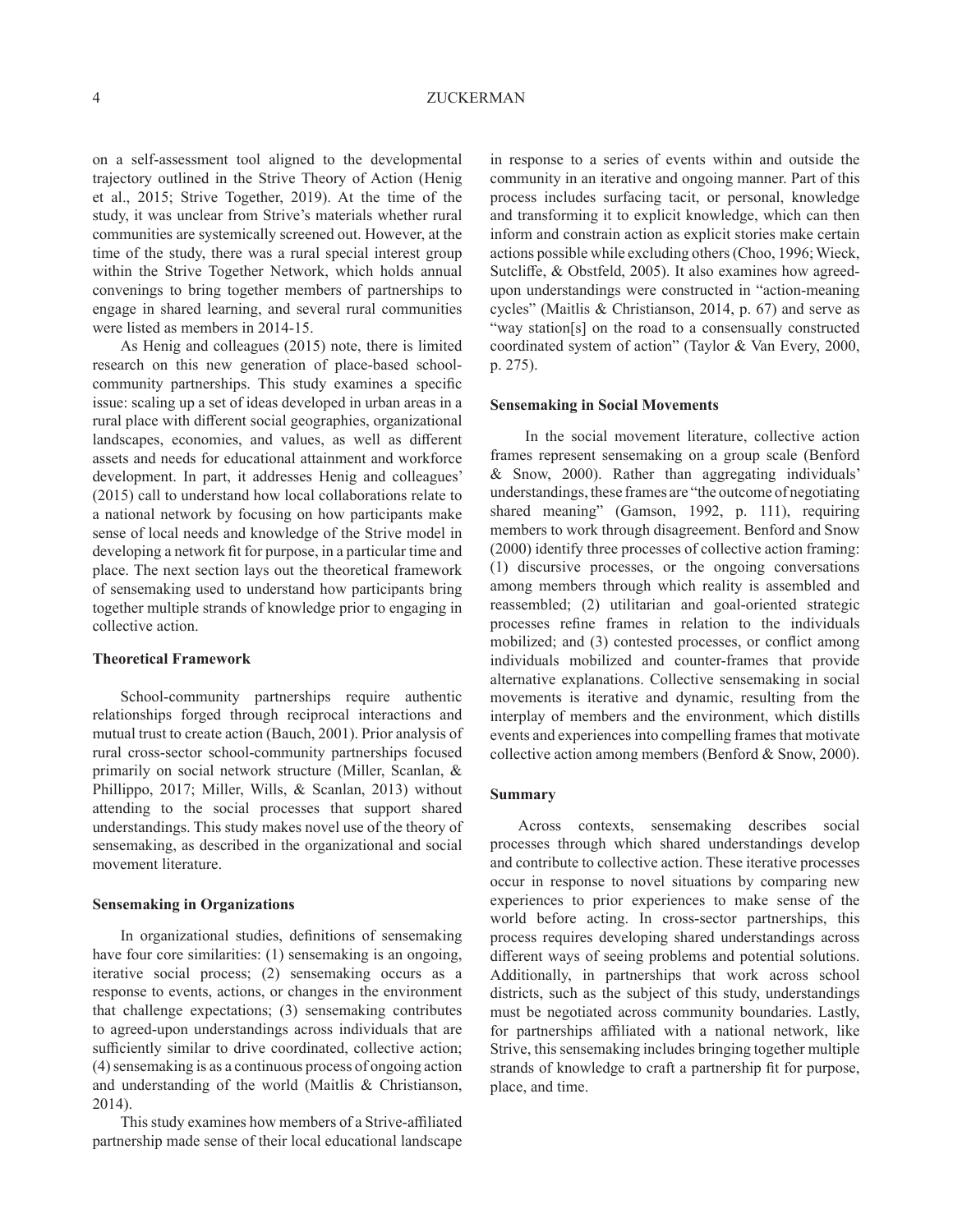on a self-assessment tool aligned to the developmental trajectory outlined in the Strive Theory of Action (Henig et al., 2015; Strive Together, 2019). At the time of the study, it was unclear from Strive's materials whether rural communities are systemically screened out. However, at the time of the study, there was a rural special interest group within the Strive Together Network, which holds annual convenings to bring together members of partnerships to engage in shared learning, and several rural communities were listed as members in 2014-15.

As Henig and colleagues (2015) note, there is limited research on this new generation of place-based school-community partnerships. This study examines a specific issue: scaling up a set of ideas developed in urban areas in a rural place with different social geographies, organizational landscapes, economies, and values, as well as different assets and needs for educational attainment and workforce development. In part, it addresses Henig and colleagues' (2015) call to understand how local collaborations relate to a national network by focusing on how participants make sense of local needs and knowledge of the Strive model in developing a network fit for purpose, in a particular time and place. The next section lays out the theoretical framework of sensemaking used to understand how participants bring together multiple strands of knowledge prior to engaging in collective action.

### Theoretical Framework

School-community partnerships require authentic relationships forged through reciprocal interactions and mutual trust to create action (Bauch, 2001). Prior analysis of rural cross-sector school-community partnerships focused primarily on social network structure (Miller, Scanlan, & Phillippo, 2017; Miller, Wills, & Scanlan, 2013) without attending to the social processes that support shared understandings. This study makes novel use of the theory of sensemaking, as described in the organizational and social movement literature.

### Sensemaking in Organizations

In organizational studies, definitions of sensemaking have four core similarities: (1) sensemaking is an ongoing, iterative social process; (2) sensemaking occurs as a response to events, actions, or changes in the environment that challenge expectations; (3) sensemaking contributes to agreed-upon understandings across individuals that are sufficiently similar to drive coordinated, collective action; (4) sensemaking is as a continuous process of ongoing action and understanding of the world (Maitlis & Christianson, 2014).

This study examines how members of a Strive-affiliated partnership made sense of their local educational landscape in response to a series of events within and outside the community in an iterative and ongoing manner. Part of this process includes surfacing tacit, or personal, knowledge and transforming it to explicit knowledge, which can then inform and constrain action as explicit stories make certain actions possible while excluding others (Choo, 1996; Wieck, Sutcliffe, & Obstfeld, 2005). It also examines how agreed-upon understandings were constructed in "action-meaning cycles" (Maitlis & Christianson, 2014, p. 67) and serve as "way station[s] on the road to a consensually constructed coordinated system of action" (Taylor & Van Every, 2000, p. 275).

### Sensemaking in Social Movements

In the social movement literature, collective action frames represent sensemaking on a group scale (Benford & Snow, 2000). Rather than aggregating individuals' understandings, these frames are "the outcome of negotiating shared meaning" (Gamson, 1992, p. 111), requiring members to work through disagreement. Benford and Snow (2000) identify three processes of collective action framing: (1) discursive processes, or the ongoing conversations among members through which reality is assembled and reassembled; (2) utilitarian and goal-oriented strategic processes refine frames in relation to the individuals mobilized; and (3) contested processes, or conflict among individuals mobilized and counter-frames that provide alternative explanations. Collective sensemaking in social movements is iterative and dynamic, resulting from the interplay of members and the environment, which distills events and experiences into compelling frames that motivate collective action among members (Benford & Snow, 2000).

### Summary

Across contexts, sensemaking describes social processes through which shared understandings develop and contribute to collective action. These iterative processes occur in response to novel situations by comparing new experiences to prior experiences to make sense of the world before acting. In cross-sector partnerships, this process requires developing shared understandings across different ways of seeing problems and potential solutions. Additionally, in partnerships that work across school districts, such as the subject of this study, understandings must be negotiated across community boundaries. Lastly, for partnerships affiliated with a national network, like Strive, this sensemaking includes bringing together multiple strands of knowledge to craft a partnership fit for purpose, place, and time.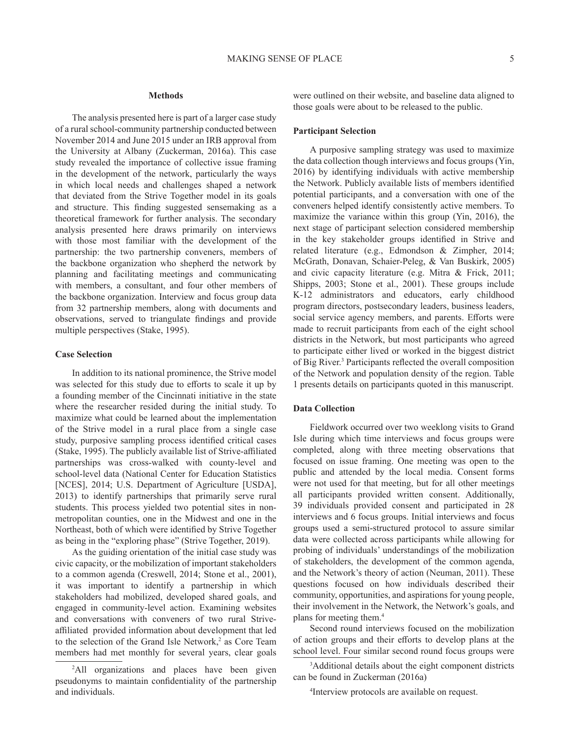## Methods

The analysis presented here is part of a larger case study of a rural school-community partnership conducted between November 2014 and June 2015 under an IRB approval from the University at Albany (Zuckerman, 2016a). This case study revealed the importance of collective issue framing in the development of the network, particularly the ways in which local needs and challenges shaped a network that deviated from the Strive Together model in its goals and structure. This finding suggested sensemaking as a theoretical framework for further analysis. The secondary analysis presented here draws primarily on interviews with those most familiar with the development of the partnership: the two partnership conveners, members of the backbone organization who shepherd the network by planning and facilitating meetings and communicating with members, a consultant, and four other members of the backbone organization. Interview and focus group data from 32 partnership members, along with documents and observations, served to triangulate findings and provide multiple perspectives (Stake, 1995).

### Case Selection

In addition to its national prominence, the Strive model was selected for this study due to efforts to scale it up by a founding member of the Cincinnati initiative in the state where the researcher resided during the initial study. To maximize what could be learned about the implementation of the Strive model in a rural place from a single case study, purposive sampling process identified critical cases (Stake, 1995). The publicly available list of Strive-affiliated partnerships was cross-walked with county-level and school-level data (National Center for Education Statistics [NCES], 2014; U.S. Department of Agriculture [USDA], 2013) to identify partnerships that primarily serve rural students. This process yielded two potential sites in non-metropolitan counties, one in the Midwest and one in the Northeast, both of which were identified by Strive Together as being in the "exploring phase" (Strive Together, 2019).

As the guiding orientation of the initial case study was civic capacity, or the mobilization of important stakeholders to a common agenda (Creswell, 2014; Stone et al., 2001), it was important to identify a partnership in which stakeholders had mobilized, developed shared goals, and engaged in community-level action. Examining websites and conversations with conveners of two rural Strive-affiliated provided information about development that led to the selection of the Grand Isle Network,[2] as Core Team members had met monthly for several years, clear goals were outlined on their website, and baseline data aligned to those goals were about to be released to the public.

### Participant Selection

A purposive sampling strategy was used to maximize the data collection though interviews and focus groups (Yin, 2016) by identifying individuals with active membership the Network. Publicly available lists of members identified potential participants, and a conversation with one of the conveners helped identify consistently active members. To maximize the variance within this group (Yin, 2016), the next stage of participant selection considered membership in the key stakeholder groups identified in Strive and related literature (e.g., Edmondson & Zimpher, 2014; McGrath, Donavan, Schaier-Peleg, & Van Buskirk, 2005) and civic capacity literature (e.g. Mitra & Frick, 2011; Shipps, 2003; Stone et al., 2001). These groups include K-12 administrators and educators, early childhood program directors, postsecondary leaders, business leaders, social service agency members, and parents. Efforts were made to recruit participants from each of the eight school districts in the Network, but most participants who agreed to participate either lived or worked in the biggest district of Big River.[3] Participants reflected the overall composition of the Network and population density of the region. Table 1 presents details on participants quoted in this manuscript.

### Data Collection

Fieldwork occurred over two weeklong visits to Grand Isle during which time interviews and focus groups were completed, along with three meeting observations that focused on issue framing. One meeting was open to the public and attended by the local media. Consent forms were not used for that meeting, but for all other meetings all participants provided written consent. Additionally, 39 individuals provided consent and participated in 28 interviews and 6 focus groups. Initial interviews and focus groups used a semi-structured protocol to assure similar data were collected across participants while allowing for probing of individuals' understandings of the mobilization of stakeholders, the development of the common agenda, and the Network's theory of action (Neuman, 2011). These questions focused on how individuals described their community, opportunities, and aspirations for young people, their involvement in the Network, the Network's goals, and plans for meeting them.[4]

Second round interviews focused on the mobilization of action groups and their efforts to develop plans at the school level. Four similar second round focus groups were

---

[2]All organizations and places have been given pseudonyms to maintain confidentiality of the partnership and individuals.

[3]Additional details about the eight component districts can be found in Zuckerman (2016a)

[4]Interview protocols are available on request.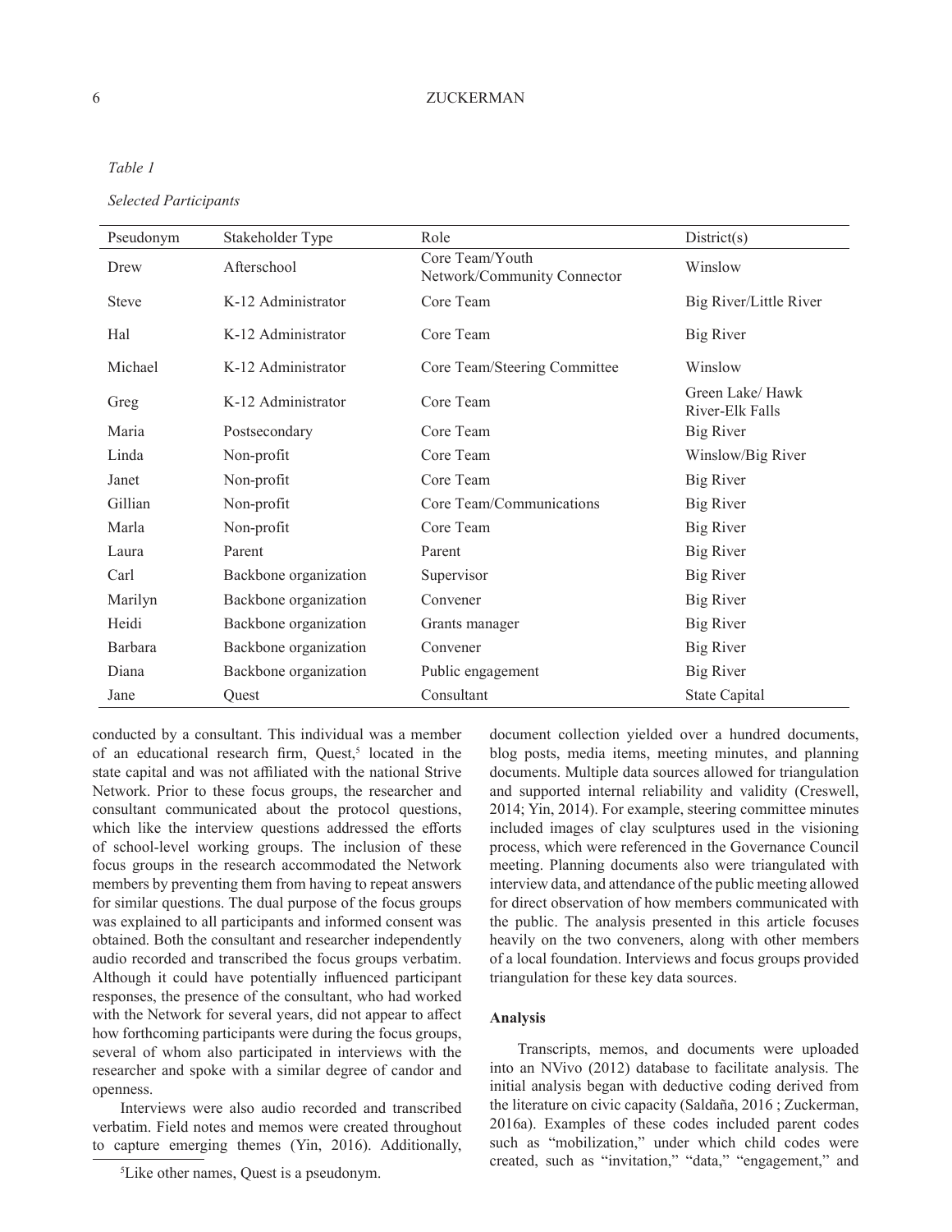*Table 1*

*Selected Participants*

| Pseudonym | Stakeholder Type | Role | District(s) |
| --- | --- | --- | --- |
| Drew | Afterschool | Core Team/Youth Network/Community Connector | Winslow |
| Steve | K-12 Administrator | Core Team | Big River/Little River |
| Hal | K-12 Administrator | Core Team | Big River |
| Michael | K-12 Administrator | Core Team/Steering Committee | Winslow |
| Greg | K-12 Administrator | Core Team | Green Lake/ Hawk River-Elk Falls |
| Maria | Postsecondary | Core Team | Big River |
| Linda | Non-profit | Core Team | Winslow/Big River |
| Janet | Non-profit | Core Team | Big River |
| Gillian | Non-profit | Core Team/Communications | Big River |
| Marla | Non-profit | Core Team | Big River |
| Laura | Parent | Parent | Big River |
| Carl | Backbone organization | Supervisor | Big River |
| Marilyn | Backbone organization | Convener | Big River |
| Heidi | Backbone organization | Grants manager | Big River |
| Barbara | Backbone organization | Convener | Big River |
| Diana | Backbone organization | Public engagement | Big River |
| Jane | Quest | Consultant | State Capital |

conducted by a consultant. This individual was a member of an educational research firm, Quest,[5] located in the state capital and was not affiliated with the national Strive Network. Prior to these focus groups, the researcher and consultant communicated about the protocol questions, which like the interview questions addressed the efforts of school-level working groups. The inclusion of these focus groups in the research accommodated the Network members by preventing them from having to repeat answers for similar questions. The dual purpose of the focus groups was explained to all participants and informed consent was obtained. Both the consultant and researcher independently audio recorded and transcribed the focus groups verbatim. Although it could have potentially influenced participant responses, the presence of the consultant, who had worked with the Network for several years, did not appear to affect how forthcoming participants were during the focus groups, several of whom also participated in interviews with the researcher and spoke with a similar degree of candor and openness.

Interviews were also audio recorded and transcribed verbatim. Field notes and memos were created throughout to capture emerging themes (Yin, 2016). Additionally, document collection yielded over a hundred documents, blog posts, media items, meeting minutes, and planning documents. Multiple data sources allowed for triangulation and supported internal reliability and validity (Creswell, 2014; Yin, 2014). For example, steering committee minutes included images of clay sculptures used in the visioning process, which were referenced in the Governance Council meeting. Planning documents also were triangulated with interview data, and attendance of the public meeting allowed for direct observation of how members communicated with the public. The analysis presented in this article focuses heavily on the two conveners, along with other members of a local foundation. Interviews and focus groups provided triangulation for these key data sources.

### Analysis

Transcripts, memos, and documents were uploaded into an NVivo (2012) database to facilitate analysis. The initial analysis began with deductive coding derived from the literature on civic capacity (Saldaña, 2016 ; Zuckerman, 2016a). Examples of these codes included parent codes such as "mobilization," under which child codes were created, such as "invitation," "data," "engagement," and

[5]Like other names, Quest is a pseudonym.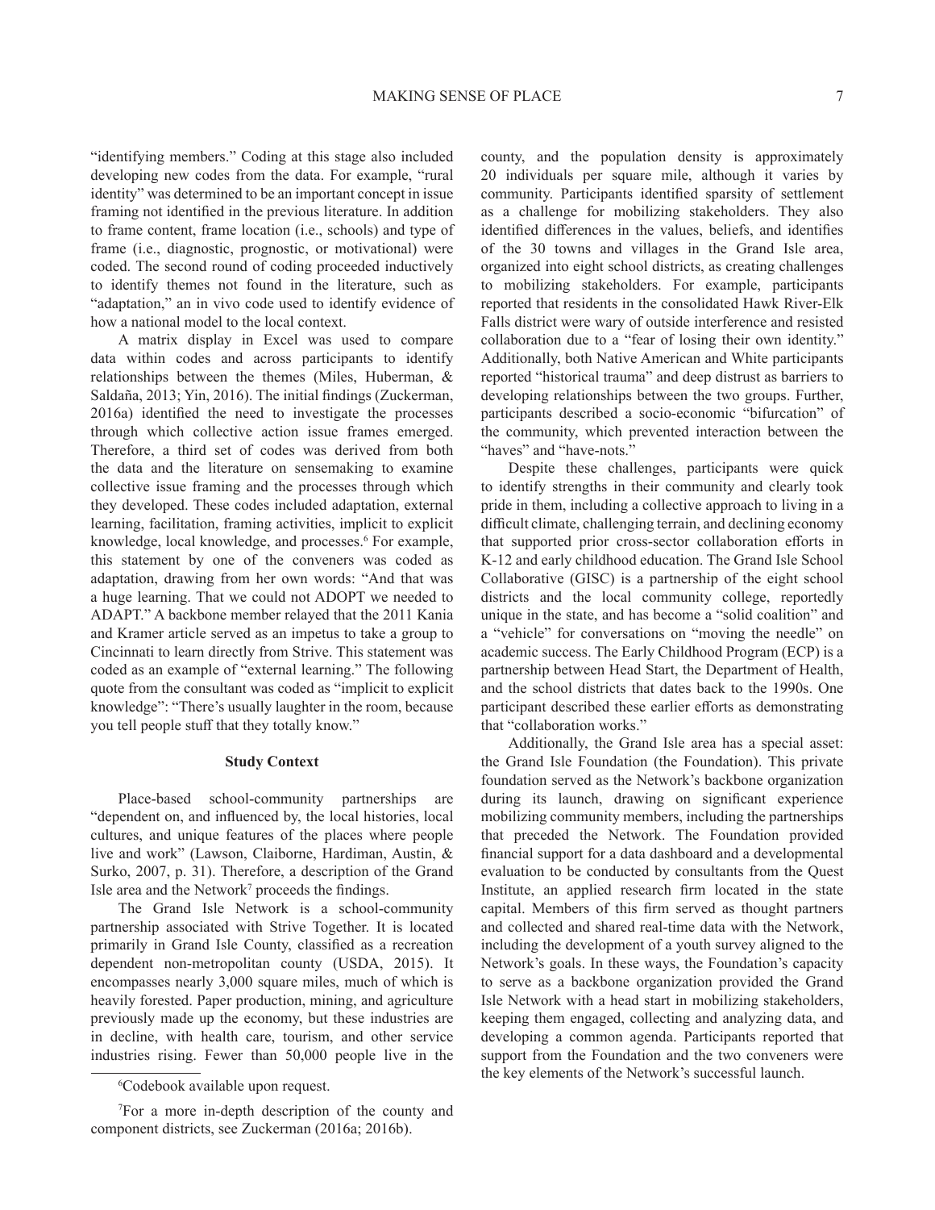"identifying members." Coding at this stage also included developing new codes from the data. For example, "rural identity" was determined to be an important concept in issue framing not identified in the previous literature. In addition to frame content, frame location (i.e., schools) and type of frame (i.e., diagnostic, prognostic, or motivational) were coded. The second round of coding proceeded inductively to identify themes not found in the literature, such as "adaptation," an in vivo code used to identify evidence of how a national model to the local context.

A matrix display in Excel was used to compare data within codes and across participants to identify relationships between the themes (Miles, Huberman, & Saldaña, 2013; Yin, 2016). The initial findings (Zuckerman, 2016a) identified the need to investigate the processes through which collective action issue frames emerged. Therefore, a third set of codes was derived from both the data and the literature on sensemaking to examine collective issue framing and the processes through which they developed. These codes included adaptation, external learning, facilitation, framing activities, implicit to explicit knowledge, local knowledge, and processes.[6] For example, this statement by one of the conveners was coded as adaptation, drawing from her own words: "And that was a huge learning. That we could not ADOPT we needed to ADAPT." A backbone member relayed that the 2011 Kania and Kramer article served as an impetus to take a group to Cincinnati to learn directly from Strive. This statement was coded as an example of "external learning." The following quote from the consultant was coded as "implicit to explicit knowledge": "There's usually laughter in the room, because you tell people stuff that they totally know."

## Study Context

Place-based school-community partnerships are "dependent on, and influenced by, the local histories, local cultures, and unique features of the places where people live and work" (Lawson, Claiborne, Hardiman, Austin, & Surko, 2007, p. 31). Therefore, a description of the Grand Isle area and the Network[7] proceeds the findings.

The Grand Isle Network is a school-community partnership associated with Strive Together. It is located primarily in Grand Isle County, classified as a recreation dependent non-metropolitan county (USDA, 2015). It encompasses nearly 3,000 square miles, much of which is heavily forested. Paper production, mining, and agriculture previously made up the economy, but these industries are in decline, with health care, tourism, and other service industries rising. Fewer than 50,000 people live in the county, and the population density is approximately 20 individuals per square mile, although it varies by community. Participants identified sparsity of settlement as a challenge for mobilizing stakeholders. They also identified differences in the values, beliefs, and identifies of the 30 towns and villages in the Grand Isle area, organized into eight school districts, as creating challenges to mobilizing stakeholders. For example, participants reported that residents in the consolidated Hawk River-Elk Falls district were wary of outside interference and resisted collaboration due to a "fear of losing their own identity." Additionally, both Native American and White participants reported "historical trauma" and deep distrust as barriers to developing relationships between the two groups. Further, participants described a socio-economic "bifurcation" of the community, which prevented interaction between the "haves" and "have-nots."

Despite these challenges, participants were quick to identify strengths in their community and clearly took pride in them, including a collective approach to living in a difficult climate, challenging terrain, and declining economy that supported prior cross-sector collaboration efforts in K-12 and early childhood education. The Grand Isle School Collaborative (GISC) is a partnership of the eight school districts and the local community college, reportedly unique in the state, and has become a "solid coalition" and a "vehicle" for conversations on "moving the needle" on academic success. The Early Childhood Program (ECP) is a partnership between Head Start, the Department of Health, and the school districts that dates back to the 1990s. One participant described these earlier efforts as demonstrating that "collaboration works."

Additionally, the Grand Isle area has a special asset: the Grand Isle Foundation (the Foundation). This private foundation served as the Network's backbone organization during its launch, drawing on significant experience mobilizing community members, including the partnerships that preceded the Network. The Foundation provided financial support for a data dashboard and a developmental evaluation to be conducted by consultants from the Quest Institute, an applied research firm located in the state capital. Members of this firm served as thought partners and collected and shared real-time data with the Network, including the development of a youth survey aligned to the Network's goals. In these ways, the Foundation's capacity to serve as a backbone organization provided the Grand Isle Network with a head start in mobilizing stakeholders, keeping them engaged, collecting and analyzing data, and developing a common agenda. Participants reported that support from the Foundation and the two conveners were the key elements of the Network's successful launch.

---

[6]Codebook available upon request.

[7]For a more in-depth description of the county and component districts, see Zuckerman (2016a; 2016b).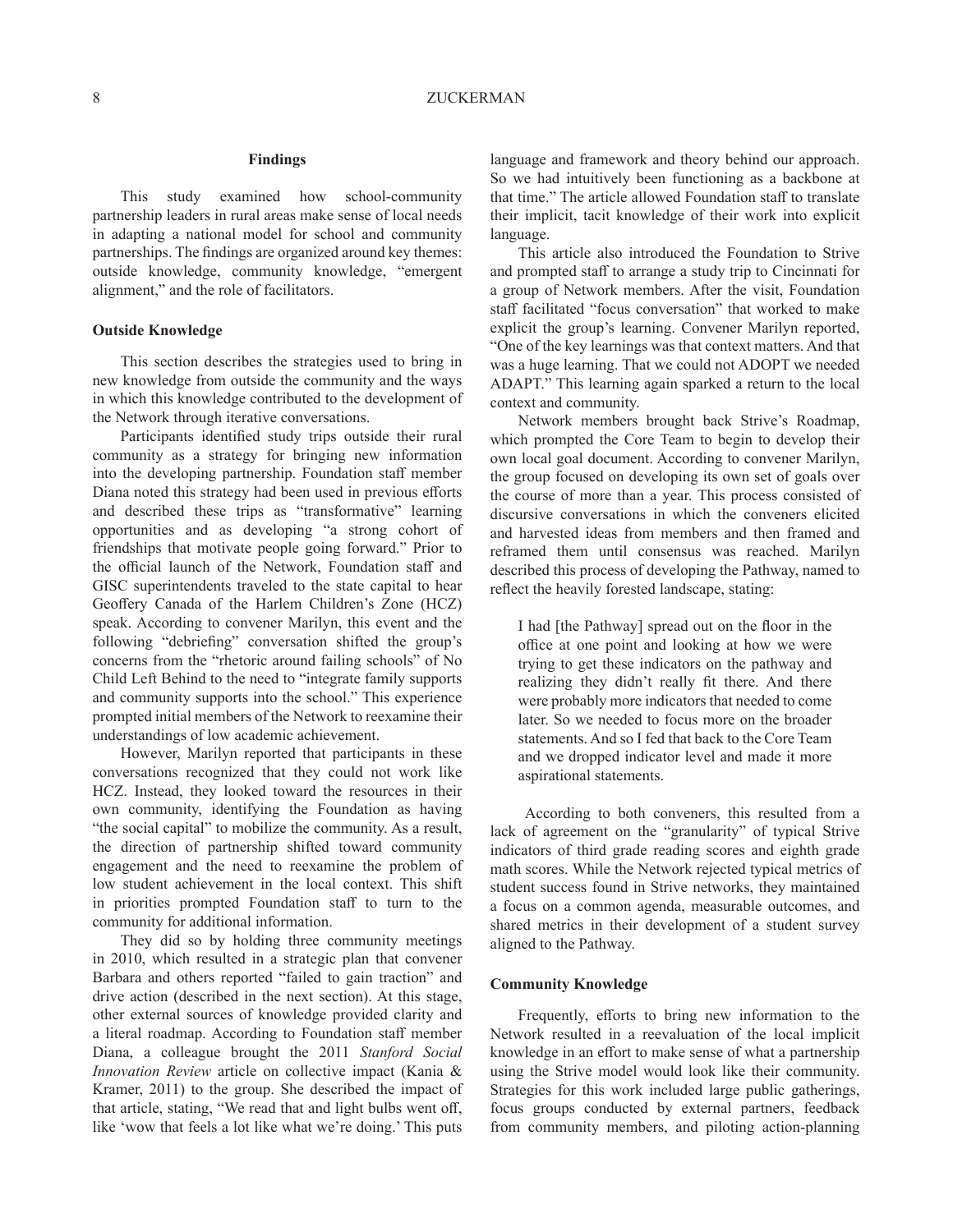## Findings

This study examined how school-community partnership leaders in rural areas make sense of local needs in adapting a national model for school and community partnerships. The findings are organized around key themes: outside knowledge, community knowledge, "emergent alignment," and the role of facilitators.

### Outside Knowledge

This section describes the strategies used to bring in new knowledge from outside the community and the ways in which this knowledge contributed to the development of the Network through iterative conversations.

Participants identified study trips outside their rural community as a strategy for bringing new information into the developing partnership. Foundation staff member Diana noted this strategy had been used in previous efforts and described these trips as "transformative" learning opportunities and as developing "a strong cohort of friendships that motivate people going forward." Prior to the official launch of the Network, Foundation staff and GISC superintendents traveled to the state capital to hear Geoffery Canada of the Harlem Children's Zone (HCZ) speak. According to convener Marilyn, this event and the following "debriefing" conversation shifted the group's concerns from the "rhetoric around failing schools" of No Child Left Behind to the need to "integrate family supports and community supports into the school." This experience prompted initial members of the Network to reexamine their understandings of low academic achievement.

However, Marilyn reported that participants in these conversations recognized that they could not work like HCZ. Instead, they looked toward the resources in their own community, identifying the Foundation as having "the social capital" to mobilize the community. As a result, the direction of partnership shifted toward community engagement and the need to reexamine the problem of low student achievement in the local context. This shift in priorities prompted Foundation staff to turn to the community for additional information.

They did so by holding three community meetings in 2010, which resulted in a strategic plan that convener Barbara and others reported "failed to gain traction" and drive action (described in the next section). At this stage, other external sources of knowledge provided clarity and a literal roadmap. According to Foundation staff member Diana, a colleague brought the 2011 *Stanford Social Innovation Review* article on collective impact (Kania & Kramer, 2011) to the group. She described the impact of that article, stating, "We read that and light bulbs went off, like 'wow that feels a lot like what we're doing.' This puts language and framework and theory behind our approach. So we had intuitively been functioning as a backbone at that time." The article allowed Foundation staff to translate their implicit, tacit knowledge of their work into explicit language.

This article also introduced the Foundation to Strive and prompted staff to arrange a study trip to Cincinnati for a group of Network members. After the visit, Foundation staff facilitated "focus conversation" that worked to make explicit the group's learning. Convener Marilyn reported, "One of the key learnings was that context matters. And that was a huge learning. That we could not ADOPT we needed ADAPT." This learning again sparked a return to the local context and community.

Network members brought back Strive's Roadmap, which prompted the Core Team to begin to develop their own local goal document. According to convener Marilyn, the group focused on developing its own set of goals over the course of more than a year. This process consisted of discursive conversations in which the conveners elicited and harvested ideas from members and then framed and reframed them until consensus was reached. Marilyn described this process of developing the Pathway, named to reflect the heavily forested landscape, stating:

> I had [the Pathway] spread out on the floor in the office at one point and looking at how we were trying to get these indicators on the pathway and realizing they didn't really fit there. And there were probably more indicators that needed to come later. So we needed to focus more on the broader statements. And so I fed that back to the Core Team and we dropped indicator level and made it more aspirational statements.

According to both conveners, this resulted from a lack of agreement on the "granularity" of typical Strive indicators of third grade reading scores and eighth grade math scores. While the Network rejected typical metrics of student success found in Strive networks, they maintained a focus on a common agenda, measurable outcomes, and shared metrics in their development of a student survey aligned to the Pathway.

### Community Knowledge

Frequently, efforts to bring new information to the Network resulted in a reevaluation of the local implicit knowledge in an effort to make sense of what a partnership using the Strive model would look like their community. Strategies for this work included large public gatherings, focus groups conducted by external partners, feedback from community members, and piloting action-planning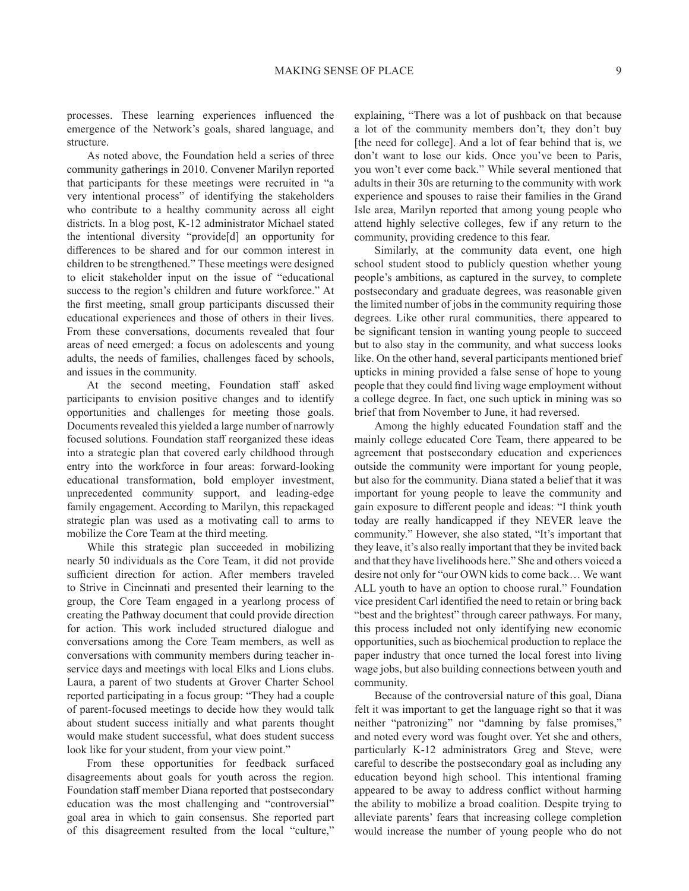processes. These learning experiences influenced the emergence of the Network's goals, shared language, and structure.

As noted above, the Foundation held a series of three community gatherings in 2010. Convener Marilyn reported that participants for these meetings were recruited in "a very intentional process" of identifying the stakeholders who contribute to a healthy community across all eight districts. In a blog post, K-12 administrator Michael stated the intentional diversity "provide[d] an opportunity for differences to be shared and for our common interest in children to be strengthened." These meetings were designed to elicit stakeholder input on the issue of "educational success to the region's children and future workforce." At the first meeting, small group participants discussed their educational experiences and those of others in their lives. From these conversations, documents revealed that four areas of need emerged: a focus on adolescents and young adults, the needs of families, challenges faced by schools, and issues in the community.

At the second meeting, Foundation staff asked participants to envision positive changes and to identify opportunities and challenges for meeting those goals. Documents revealed this yielded a large number of narrowly focused solutions. Foundation staff reorganized these ideas into a strategic plan that covered early childhood through entry into the workforce in four areas: forward-looking educational transformation, bold employer investment, unprecedented community support, and leading-edge family engagement. According to Marilyn, this repackaged strategic plan was used as a motivating call to arms to mobilize the Core Team at the third meeting.

While this strategic plan succeeded in mobilizing nearly 50 individuals as the Core Team, it did not provide sufficient direction for action. After members traveled to Strive in Cincinnati and presented their learning to the group, the Core Team engaged in a yearlong process of creating the Pathway document that could provide direction for action. This work included structured dialogue and conversations among the Core Team members, as well as conversations with community members during teacher in-service days and meetings with local Elks and Lions clubs. Laura, a parent of two students at Grover Charter School reported participating in a focus group: "They had a couple of parent-focused meetings to decide how they would talk about student success initially and what parents thought would make student successful, what does student success look like for your student, from your view point."

From these opportunities for feedback surfaced disagreements about goals for youth across the region. Foundation staff member Diana reported that postsecondary education was the most challenging and "controversial" goal area in which to gain consensus. She reported part of this disagreement resulted from the local "culture," explaining, "There was a lot of pushback on that because a lot of the community members don't, they don't buy [the need for college]. And a lot of fear behind that is, we don't want to lose our kids. Once you've been to Paris, you won't ever come back." While several mentioned that adults in their 30s are returning to the community with work experience and spouses to raise their families in the Grand Isle area, Marilyn reported that among young people who attend highly selective colleges, few if any return to the community, providing credence to this fear.

Similarly, at the community data event, one high school student stood to publicly question whether young people's ambitions, as captured in the survey, to complete postsecondary and graduate degrees, was reasonable given the limited number of jobs in the community requiring those degrees. Like other rural communities, there appeared to be significant tension in wanting young people to succeed but to also stay in the community, and what success looks like. On the other hand, several participants mentioned brief upticks in mining provided a false sense of hope to young people that they could find living wage employment without a college degree. In fact, one such uptick in mining was so brief that from November to June, it had reversed.

Among the highly educated Foundation staff and the mainly college educated Core Team, there appeared to be agreement that postsecondary education and experiences outside the community were important for young people, but also for the community. Diana stated a belief that it was important for young people to leave the community and gain exposure to different people and ideas: "I think youth today are really handicapped if they NEVER leave the community." However, she also stated, "It's important that they leave, it's also really important that they be invited back and that they have livelihoods here." She and others voiced a desire not only for "our OWN kids to come back… We want ALL youth to have an option to choose rural." Foundation vice president Carl identified the need to retain or bring back "best and the brightest" through career pathways. For many, this process included not only identifying new economic opportunities, such as biochemical production to replace the paper industry that once turned the local forest into living wage jobs, but also building connections between youth and community.

Because of the controversial nature of this goal, Diana felt it was important to get the language right so that it was neither "patronizing" nor "damning by false promises," and noted every word was fought over. Yet she and others, particularly K-12 administrators Greg and Steve, were careful to describe the postsecondary goal as including any education beyond high school. This intentional framing appeared to be away to address conflict without harming the ability to mobilize a broad coalition. Despite trying to alleviate parents' fears that increasing college completion would increase the number of young people who do not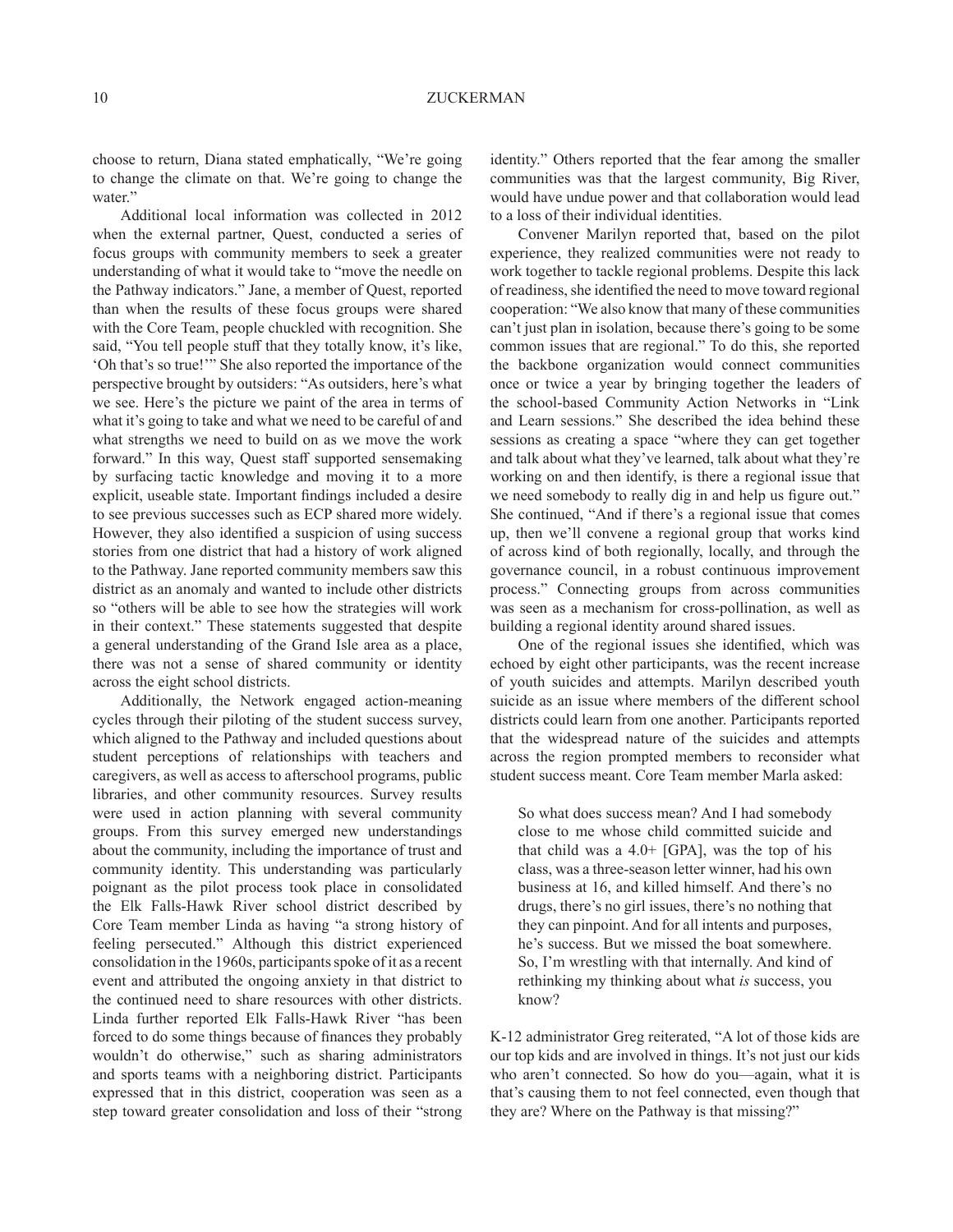choose to return, Diana stated emphatically, "We're going to change the climate on that. We're going to change the water."

Additional local information was collected in 2012 when the external partner, Quest, conducted a series of focus groups with community members to seek a greater understanding of what it would take to "move the needle on the Pathway indicators." Jane, a member of Quest, reported than when the results of these focus groups were shared with the Core Team, people chuckled with recognition. She said, "You tell people stuff that they totally know, it's like, 'Oh that's so true!'" She also reported the importance of the perspective brought by outsiders: "As outsiders, here's what we see. Here's the picture we paint of the area in terms of what it's going to take and what we need to be careful of and what strengths we need to build on as we move the work forward." In this way, Quest staff supported sensemaking by surfacing tactic knowledge and moving it to a more explicit, useable state. Important findings included a desire to see previous successes such as ECP shared more widely. However, they also identified a suspicion of using success stories from one district that had a history of work aligned to the Pathway. Jane reported community members saw this district as an anomaly and wanted to include other districts so "others will be able to see how the strategies will work in their context." These statements suggested that despite a general understanding of the Grand Isle area as a place, there was not a sense of shared community or identity across the eight school districts.

Additionally, the Network engaged action-meaning cycles through their piloting of the student success survey, which aligned to the Pathway and included questions about student perceptions of relationships with teachers and caregivers, as well as access to afterschool programs, public libraries, and other community resources. Survey results were used in action planning with several community groups. From this survey emerged new understandings about the community, including the importance of trust and community identity. This understanding was particularly poignant as the pilot process took place in consolidated the Elk Falls-Hawk River school district described by Core Team member Linda as having "a strong history of feeling persecuted." Although this district experienced consolidation in the 1960s, participants spoke of it as a recent event and attributed the ongoing anxiety in that district to the continued need to share resources with other districts. Linda further reported Elk Falls-Hawk River "has been forced to do some things because of finances they probably wouldn't do otherwise," such as sharing administrators and sports teams with a neighboring district. Participants expressed that in this district, cooperation was seen as a step toward greater consolidation and loss of their "strong identity." Others reported that the fear among the smaller communities was that the largest community, Big River, would have undue power and that collaboration would lead to a loss of their individual identities.

Convener Marilyn reported that, based on the pilot experience, they realized communities were not ready to work together to tackle regional problems. Despite this lack of readiness, she identified the need to move toward regional cooperation: "We also know that many of these communities can't just plan in isolation, because there's going to be some common issues that are regional." To do this, she reported the backbone organization would connect communities once or twice a year by bringing together the leaders of the school-based Community Action Networks in "Link and Learn sessions." She described the idea behind these sessions as creating a space "where they can get together and talk about what they've learned, talk about what they're working on and then identify, is there a regional issue that we need somebody to really dig in and help us figure out." She continued, "And if there's a regional issue that comes up, then we'll convene a regional group that works kind of across kind of both regionally, locally, and through the governance council, in a robust continuous improvement process." Connecting groups from across communities was seen as a mechanism for cross-pollination, as well as building a regional identity around shared issues.

One of the regional issues she identified, which was echoed by eight other participants, was the recent increase of youth suicides and attempts. Marilyn described youth suicide as an issue where members of the different school districts could learn from one another. Participants reported that the widespread nature of the suicides and attempts across the region prompted members to reconsider what student success meant. Core Team member Marla asked:

> So what does success mean? And I had somebody close to me whose child committed suicide and that child was a 4.0+ [GPA], was the top of his class, was a three-season letter winner, had his own business at 16, and killed himself. And there's no drugs, there's no girl issues, there's no nothing that they can pinpoint. And for all intents and purposes, he's success. But we missed the boat somewhere. So, I'm wrestling with that internally. And kind of rethinking my thinking about what *is* success, you know?

K-12 administrator Greg reiterated, "A lot of those kids are our top kids and are involved in things. It's not just our kids who aren't connected. So how do you—again, what it is that's causing them to not feel connected, even though that they are? Where on the Pathway is that missing?"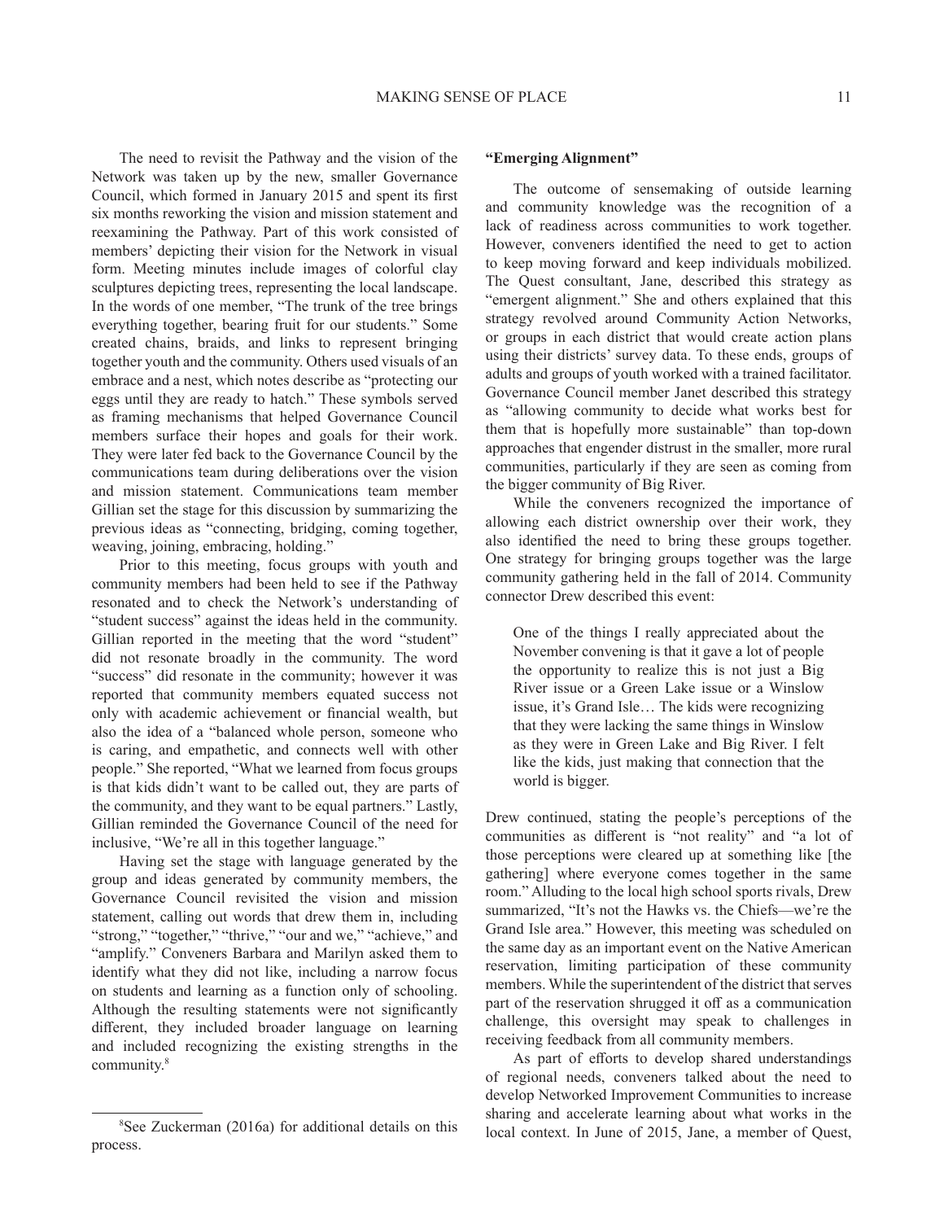The need to revisit the Pathway and the vision of the Network was taken up by the new, smaller Governance Council, which formed in January 2015 and spent its first six months reworking the vision and mission statement and reexamining the Pathway. Part of this work consisted of members' depicting their vision for the Network in visual form. Meeting minutes include images of colorful clay sculptures depicting trees, representing the local landscape. In the words of one member, "The trunk of the tree brings everything together, bearing fruit for our students." Some created chains, braids, and links to represent bringing together youth and the community. Others used visuals of an embrace and a nest, which notes describe as "protecting our eggs until they are ready to hatch." These symbols served as framing mechanisms that helped Governance Council members surface their hopes and goals for their work. They were later fed back to the Governance Council by the communications team during deliberations over the vision and mission statement. Communications team member Gillian set the stage for this discussion by summarizing the previous ideas as "connecting, bridging, coming together, weaving, joining, embracing, holding."

Prior to this meeting, focus groups with youth and community members had been held to see if the Pathway resonated and to check the Network's understanding of "student success" against the ideas held in the community. Gillian reported in the meeting that the word "student" did not resonate broadly in the community. The word "success" did resonate in the community; however it was reported that community members equated success not only with academic achievement or financial wealth, but also the idea of a "balanced whole person, someone who is caring, and empathetic, and connects well with other people." She reported, "What we learned from focus groups is that kids didn't want to be called out, they are parts of the community, and they want to be equal partners." Lastly, Gillian reminded the Governance Council of the need for inclusive, "We're all in this together language."

Having set the stage with language generated by the group and ideas generated by community members, the Governance Council revisited the vision and mission statement, calling out words that drew them in, including "strong," "together," "thrive," "our and we," "achieve," and "amplify." Conveners Barbara and Marilyn asked them to identify what they did not like, including a narrow focus on students and learning as a function only of schooling. Although the resulting statements were not significantly different, they included broader language on learning and included recognizing the existing strengths in the community.[8]

[8]See Zuckerman (2016a) for additional details on this process.

### "Emerging Alignment"

The outcome of sensemaking of outside learning and community knowledge was the recognition of a lack of readiness across communities to work together. However, conveners identified the need to get to action to keep moving forward and keep individuals mobilized. The Quest consultant, Jane, described this strategy as "emergent alignment." She and others explained that this strategy revolved around Community Action Networks, or groups in each district that would create action plans using their districts' survey data. To these ends, groups of adults and groups of youth worked with a trained facilitator. Governance Council member Janet described this strategy as "allowing community to decide what works best for them that is hopefully more sustainable" than top-down approaches that engender distrust in the smaller, more rural communities, particularly if they are seen as coming from the bigger community of Big River.

While the conveners recognized the importance of allowing each district ownership over their work, they also identified the need to bring these groups together. One strategy for bringing groups together was the large community gathering held in the fall of 2014. Community connector Drew described this event:

> One of the things I really appreciated about the November convening is that it gave a lot of people the opportunity to realize this is not just a Big River issue or a Green Lake issue or a Winslow issue, it's Grand Isle… The kids were recognizing that they were lacking the same things in Winslow as they were in Green Lake and Big River. I felt like the kids, just making that connection that the world is bigger.

Drew continued, stating the people's perceptions of the communities as different is "not reality" and "a lot of those perceptions were cleared up at something like [the gathering] where everyone comes together in the same room." Alluding to the local high school sports rivals, Drew summarized, "It's not the Hawks vs. the Chiefs—we're the Grand Isle area." However, this meeting was scheduled on the same day as an important event on the Native American reservation, limiting participation of these community members. While the superintendent of the district that serves part of the reservation shrugged it off as a communication challenge, this oversight may speak to challenges in receiving feedback from all community members.

As part of efforts to develop shared understandings of regional needs, conveners talked about the need to develop Networked Improvement Communities to increase sharing and accelerate learning about what works in the local context. In June of 2015, Jane, a member of Quest,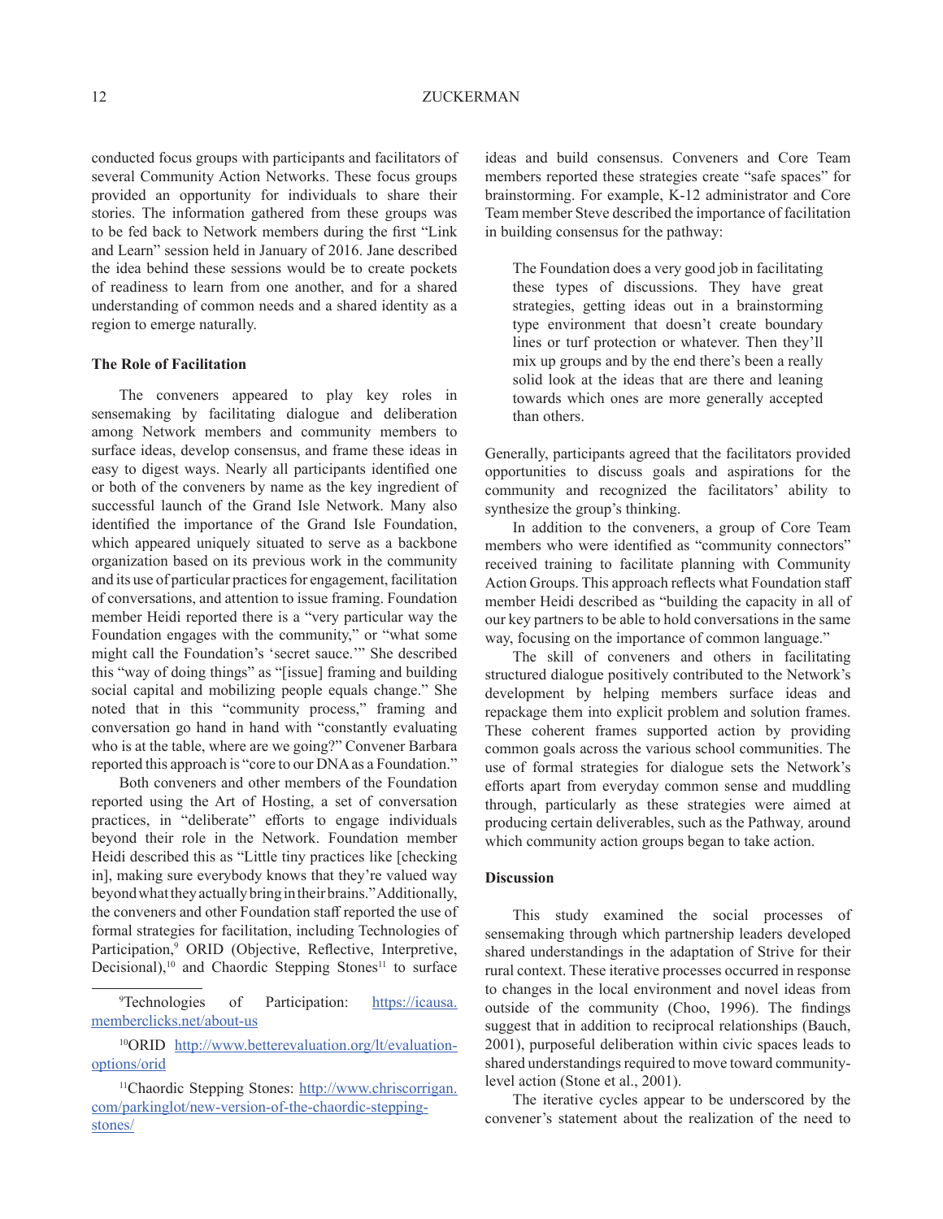conducted focus groups with participants and facilitators of several Community Action Networks. These focus groups provided an opportunity for individuals to share their stories. The information gathered from these groups was to be fed back to Network members during the first "Link and Learn" session held in January of 2016. Jane described the idea behind these sessions would be to create pockets of readiness to learn from one another, and for a shared understanding of common needs and a shared identity as a region to emerge naturally.

### The Role of Facilitation

The conveners appeared to play key roles in sensemaking by facilitating dialogue and deliberation among Network members and community members to surface ideas, develop consensus, and frame these ideas in easy to digest ways. Nearly all participants identified one or both of the conveners by name as the key ingredient of successful launch of the Grand Isle Network. Many also identified the importance of the Grand Isle Foundation, which appeared uniquely situated to serve as a backbone organization based on its previous work in the community and its use of particular practices for engagement, facilitation of conversations, and attention to issue framing. Foundation member Heidi reported there is a "very particular way the Foundation engages with the community," or "what some might call the Foundation's 'secret sauce.'" She described this "way of doing things" as "[issue] framing and building social capital and mobilizing people equals change." She noted that in this "community process," framing and conversation go hand in hand with "constantly evaluating who is at the table, where are we going?" Convener Barbara reported this approach is "core to our DNA as a Foundation."

Both conveners and other members of the Foundation reported using the Art of Hosting, a set of conversation practices, in "deliberate" efforts to engage individuals beyond their role in the Network. Foundation member Heidi described this as "Little tiny practices like [checking in], making sure everybody knows that they're valued way beyond what they actually bring in their brains." Additionally, the conveners and other Foundation staff reported the use of formal strategies for facilitation, including Technologies of Participation,[9] ORID (Objective, Reflective, Interpretive, Decisional),[10] and Chaordic Stepping Stones[11] to surface ideas and build consensus. Conveners and Core Team members reported these strategies create "safe spaces" for brainstorming. For example, K-12 administrator and Core Team member Steve described the importance of facilitation in building consensus for the pathway:

> The Foundation does a very good job in facilitating these types of discussions. They have great strategies, getting ideas out in a brainstorming type environment that doesn't create boundary lines or turf protection or whatever. Then they'll mix up groups and by the end there's been a really solid look at the ideas that are there and leaning towards which ones are more generally accepted than others.

Generally, participants agreed that the facilitators provided opportunities to discuss goals and aspirations for the community and recognized the facilitators' ability to synthesize the group's thinking.

In addition to the conveners, a group of Core Team members who were identified as "community connectors" received training to facilitate planning with Community Action Groups. This approach reflects what Foundation staff member Heidi described as "building the capacity in all of our key partners to be able to hold conversations in the same way, focusing on the importance of common language."

The skill of conveners and others in facilitating structured dialogue positively contributed to the Network's development by helping members surface ideas and repackage them into explicit problem and solution frames. These coherent frames supported action by providing common goals across the various school communities. The use of formal strategies for dialogue sets the Network's efforts apart from everyday common sense and muddling through, particularly as these strategies were aimed at producing certain deliverables, such as the Pathway, around which community action groups began to take action.

### Discussion

This study examined the social processes of sensemaking through which partnership leaders developed shared understandings in the adaptation of Strive for their rural context. These iterative processes occurred in response to changes in the local environment and novel ideas from outside of the community (Choo, 1996). The findings suggest that in addition to reciprocal relationships (Bauch, 2001), purposeful deliberation within civic spaces leads to shared understandings required to move toward community-level action (Stone et al., 2001).

The iterative cycles appear to be underscored by the convener's statement about the realization of the need to

---

[9] Technologies of Participation: https://icausa.memberclicks.net/about-us

[10] ORID http://www.betterevaluation.org/lt/evaluation-options/orid

[11] Chaordic Stepping Stones: http://www.chriscorrigan.com/parkinglot/new-version-of-the-chaordic-stepping-stones/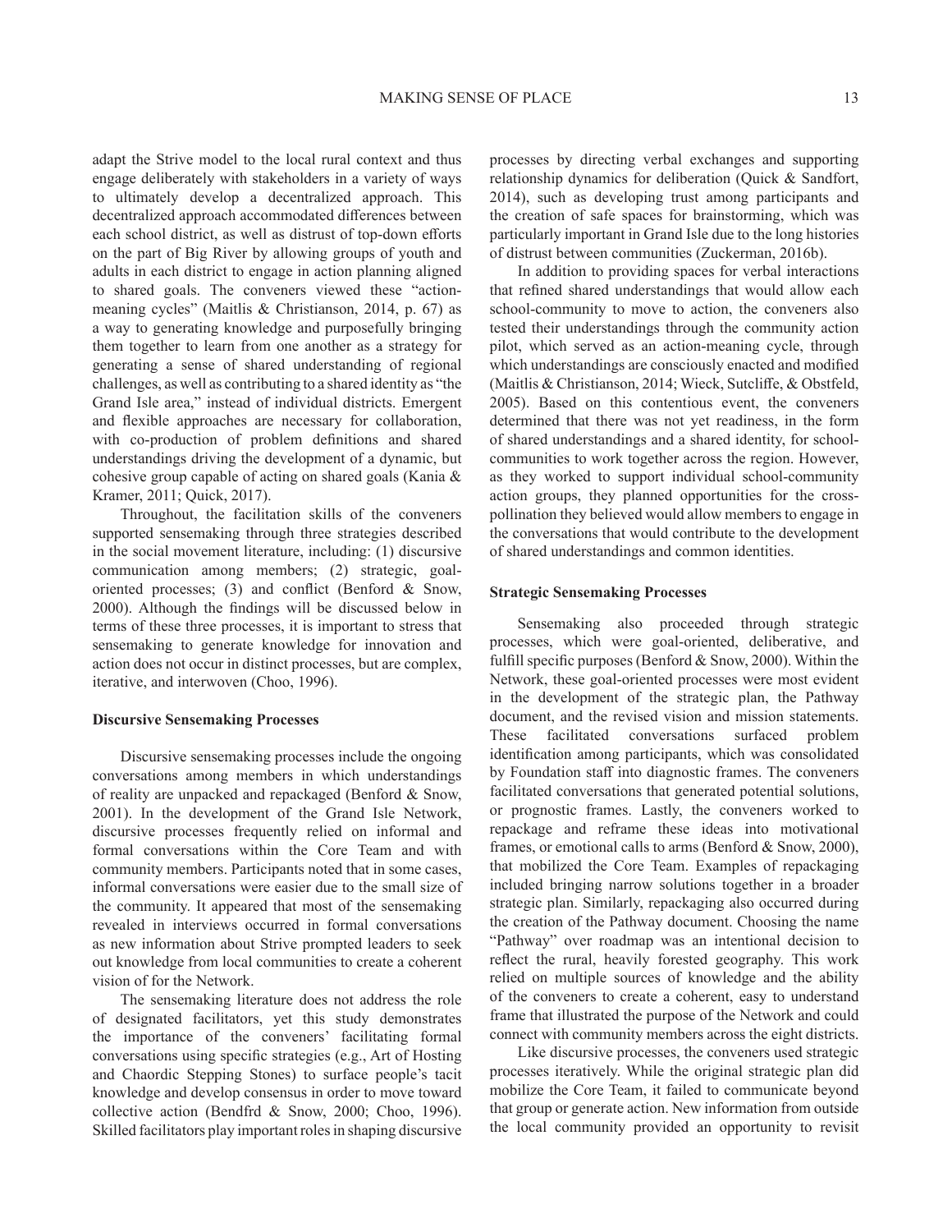adapt the Strive model to the local rural context and thus engage deliberately with stakeholders in a variety of ways to ultimately develop a decentralized approach. This decentralized approach accommodated differences between each school district, as well as distrust of top-down efforts on the part of Big River by allowing groups of youth and adults in each district to engage in action planning aligned to shared goals. The conveners viewed these "action-meaning cycles" (Maitlis & Christianson, 2014, p. 67) as a way to generating knowledge and purposefully bringing them together to learn from one another as a strategy for generating a sense of shared understanding of regional challenges, as well as contributing to a shared identity as "the Grand Isle area," instead of individual districts. Emergent and flexible approaches are necessary for collaboration, with co-production of problem definitions and shared understandings driving the development of a dynamic, but cohesive group capable of acting on shared goals (Kania & Kramer, 2011; Quick, 2017).

Throughout, the facilitation skills of the conveners supported sensemaking through three strategies described in the social movement literature, including: (1) discursive communication among members; (2) strategic, goal-oriented processes; (3) and conflict (Benford & Snow, 2000). Although the findings will be discussed below in terms of these three processes, it is important to stress that sensemaking to generate knowledge for innovation and action does not occur in distinct processes, but are complex, iterative, and interwoven (Choo, 1996).

### Discursive Sensemaking Processes

Discursive sensemaking processes include the ongoing conversations among members in which understandings of reality are unpacked and repackaged (Benford & Snow, 2001). In the development of the Grand Isle Network, discursive processes frequently relied on informal and formal conversations within the Core Team and with community members. Participants noted that in some cases, informal conversations were easier due to the small size of the community. It appeared that most of the sensemaking revealed in interviews occurred in formal conversations as new information about Strive prompted leaders to seek out knowledge from local communities to create a coherent vision of for the Network.

The sensemaking literature does not address the role of designated facilitators, yet this study demonstrates the importance of the conveners' facilitating formal conversations using specific strategies (e.g., Art of Hosting and Chaordic Stepping Stones) to surface people's tacit knowledge and develop consensus in order to move toward collective action (Bendfrd & Snow, 2000; Choo, 1996). Skilled facilitators play important roles in shaping discursive processes by directing verbal exchanges and supporting relationship dynamics for deliberation (Quick & Sandfort, 2014), such as developing trust among participants and the creation of safe spaces for brainstorming, which was particularly important in Grand Isle due to the long histories of distrust between communities (Zuckerman, 2016b).

In addition to providing spaces for verbal interactions that refined shared understandings that would allow each school-community to move to action, the conveners also tested their understandings through the community action pilot, which served as an action-meaning cycle, through which understandings are consciously enacted and modified (Maitlis & Christianson, 2014; Wieck, Sutcliffe, & Obstfeld, 2005). Based on this contentious event, the conveners determined that there was not yet readiness, in the form of shared understandings and a shared identity, for school-communities to work together across the region. However, as they worked to support individual school-community action groups, they planned opportunities for the cross-pollination they believed would allow members to engage in the conversations that would contribute to the development of shared understandings and common identities.

### Strategic Sensemaking Processes

Sensemaking also proceeded through strategic processes, which were goal-oriented, deliberative, and fulfill specific purposes (Benford & Snow, 2000). Within the Network, these goal-oriented processes were most evident in the development of the strategic plan, the Pathway document, and the revised vision and mission statements. These facilitated conversations surfaced problem identification among participants, which was consolidated by Foundation staff into diagnostic frames. The conveners facilitated conversations that generated potential solutions, or prognostic frames. Lastly, the conveners worked to repackage and reframe these ideas into motivational frames, or emotional calls to arms (Benford & Snow, 2000), that mobilized the Core Team. Examples of repackaging included bringing narrow solutions together in a broader strategic plan. Similarly, repackaging also occurred during the creation of the Pathway document. Choosing the name "Pathway" over roadmap was an intentional decision to reflect the rural, heavily forested geography. This work relied on multiple sources of knowledge and the ability of the conveners to create a coherent, easy to understand frame that illustrated the purpose of the Network and could connect with community members across the eight districts.

Like discursive processes, the conveners used strategic processes iteratively. While the original strategic plan did mobilize the Core Team, it failed to communicate beyond that group or generate action. New information from outside the local community provided an opportunity to revisit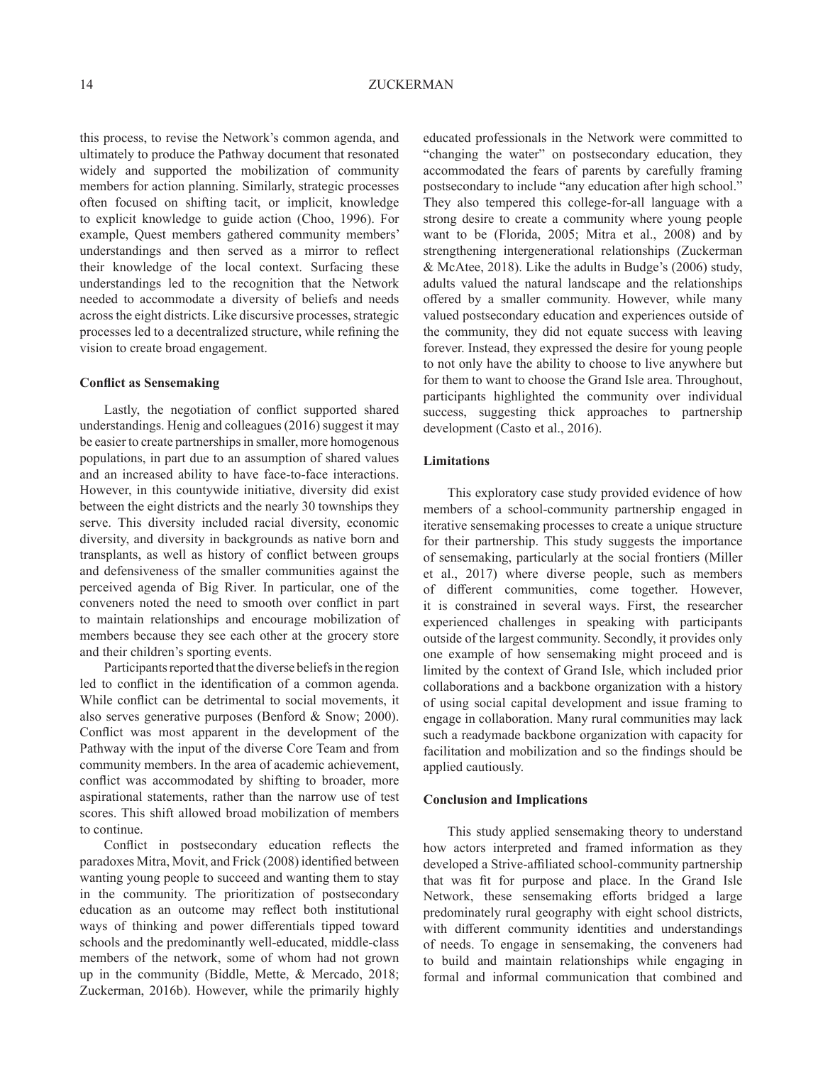this process, to revise the Network's common agenda, and ultimately to produce the Pathway document that resonated widely and supported the mobilization of community members for action planning. Similarly, strategic processes often focused on shifting tacit, or implicit, knowledge to explicit knowledge to guide action (Choo, 1996). For example, Quest members gathered community members' understandings and then served as a mirror to reflect their knowledge of the local context. Surfacing these understandings led to the recognition that the Network needed to accommodate a diversity of beliefs and needs across the eight districts. Like discursive processes, strategic processes led to a decentralized structure, while refining the vision to create broad engagement.

### Conflict as Sensemaking

Lastly, the negotiation of conflict supported shared understandings. Henig and colleagues (2016) suggest it may be easier to create partnerships in smaller, more homogenous populations, in part due to an assumption of shared values and an increased ability to have face-to-face interactions. However, in this countywide initiative, diversity did exist between the eight districts and the nearly 30 townships they serve. This diversity included racial diversity, economic diversity, and diversity in backgrounds as native born and transplants, as well as history of conflict between groups and defensiveness of the smaller communities against the perceived agenda of Big River. In particular, one of the conveners noted the need to smooth over conflict in part to maintain relationships and encourage mobilization of members because they see each other at the grocery store and their children's sporting events.

Participants reported that the diverse beliefs in the region led to conflict in the identification of a common agenda. While conflict can be detrimental to social movements, it also serves generative purposes (Benford & Snow; 2000). Conflict was most apparent in the development of the Pathway with the input of the diverse Core Team and from community members. In the area of academic achievement, conflict was accommodated by shifting to broader, more aspirational statements, rather than the narrow use of test scores. This shift allowed broad mobilization of members to continue.

Conflict in postsecondary education reflects the paradoxes Mitra, Movit, and Frick (2008) identified between wanting young people to succeed and wanting them to stay in the community. The prioritization of postsecondary education as an outcome may reflect both institutional ways of thinking and power differentials tipped toward schools and the predominantly well-educated, middle-class members of the network, some of whom had not grown up in the community (Biddle, Mette, & Mercado, 2018; Zuckerman, 2016b). However, while the primarily highly educated professionals in the Network were committed to "changing the water" on postsecondary education, they accommodated the fears of parents by carefully framing postsecondary to include "any education after high school." They also tempered this college-for-all language with a strong desire to create a community where young people want to be (Florida, 2005; Mitra et al., 2008) and by strengthening intergenerational relationships (Zuckerman & McAtee, 2018). Like the adults in Budge's (2006) study, adults valued the natural landscape and the relationships offered by a smaller community. However, while many valued postsecondary education and experiences outside of the community, they did not equate success with leaving forever. Instead, they expressed the desire for young people to not only have the ability to choose to live anywhere but for them to want to choose the Grand Isle area. Throughout, participants highlighted the community over individual success, suggesting thick approaches to partnership development (Casto et al., 2016).

### Limitations

This exploratory case study provided evidence of how members of a school-community partnership engaged in iterative sensemaking processes to create a unique structure for their partnership. This study suggests the importance of sensemaking, particularly at the social frontiers (Miller et al., 2017) where diverse people, such as members of different communities, come together. However, it is constrained in several ways. First, the researcher experienced challenges in speaking with participants outside of the largest community. Secondly, it provides only one example of how sensemaking might proceed and is limited by the context of Grand Isle, which included prior collaborations and a backbone organization with a history of using social capital development and issue framing to engage in collaboration. Many rural communities may lack such a readymade backbone organization with capacity for facilitation and mobilization and so the findings should be applied cautiously.

### Conclusion and Implications

This study applied sensemaking theory to understand how actors interpreted and framed information as they developed a Strive-affiliated school-community partnership that was fit for purpose and place. In the Grand Isle Network, these sensemaking efforts bridged a large predominately rural geography with eight school districts, with different community identities and understandings of needs. To engage in sensemaking, the conveners had to build and maintain relationships while engaging in formal and informal communication that combined and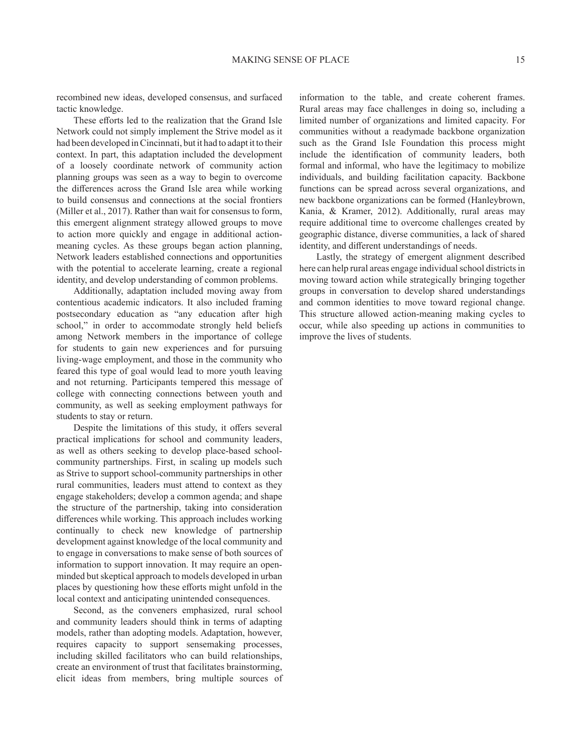recombined new ideas, developed consensus, and surfaced tactic knowledge.

These efforts led to the realization that the Grand Isle Network could not simply implement the Strive model as it had been developed in Cincinnati, but it had to adapt it to their context. In part, this adaptation included the development of a loosely coordinate network of community action planning groups was seen as a way to begin to overcome the differences across the Grand Isle area while working to build consensus and connections at the social frontiers (Miller et al., 2017). Rather than wait for consensus to form, this emergent alignment strategy allowed groups to move to action more quickly and engage in additional action-meaning cycles. As these groups began action planning, Network leaders established connections and opportunities with the potential to accelerate learning, create a regional identity, and develop understanding of common problems.

Additionally, adaptation included moving away from contentious academic indicators. It also included framing postsecondary education as "any education after high school," in order to accommodate strongly held beliefs among Network members in the importance of college for students to gain new experiences and for pursuing living-wage employment, and those in the community who feared this type of goal would lead to more youth leaving and not returning. Participants tempered this message of college with connecting connections between youth and community, as well as seeking employment pathways for students to stay or return.

Despite the limitations of this study, it offers several practical implications for school and community leaders, as well as others seeking to develop place-based school-community partnerships. First, in scaling up models such as Strive to support school-community partnerships in other rural communities, leaders must attend to context as they engage stakeholders; develop a common agenda; and shape the structure of the partnership, taking into consideration differences while working. This approach includes working continually to check new knowledge of partnership development against knowledge of the local community and to engage in conversations to make sense of both sources of information to support innovation. It may require an open-minded but skeptical approach to models developed in urban places by questioning how these efforts might unfold in the local context and anticipating unintended consequences.

Second, as the conveners emphasized, rural school and community leaders should think in terms of adapting models, rather than adopting models. Adaptation, however, requires capacity to support sensemaking processes, including skilled facilitators who can build relationships, create an environment of trust that facilitates brainstorming, elicit ideas from members, bring multiple sources of information to the table, and create coherent frames. Rural areas may face challenges in doing so, including a limited number of organizations and limited capacity. For communities without a readymade backbone organization such as the Grand Isle Foundation this process might include the identification of community leaders, both formal and informal, who have the legitimacy to mobilize individuals, and building facilitation capacity. Backbone functions can be spread across several organizations, and new backbone organizations can be formed (Hanleybrown, Kania, & Kramer, 2012). Additionally, rural areas may require additional time to overcome challenges created by geographic distance, diverse communities, a lack of shared identity, and different understandings of needs.

Lastly, the strategy of emergent alignment described here can help rural areas engage individual school districts in moving toward action while strategically bringing together groups in conversation to develop shared understandings and common identities to move toward regional change. This structure allowed action-meaning making cycles to occur, while also speeding up actions in communities to improve the lives of students.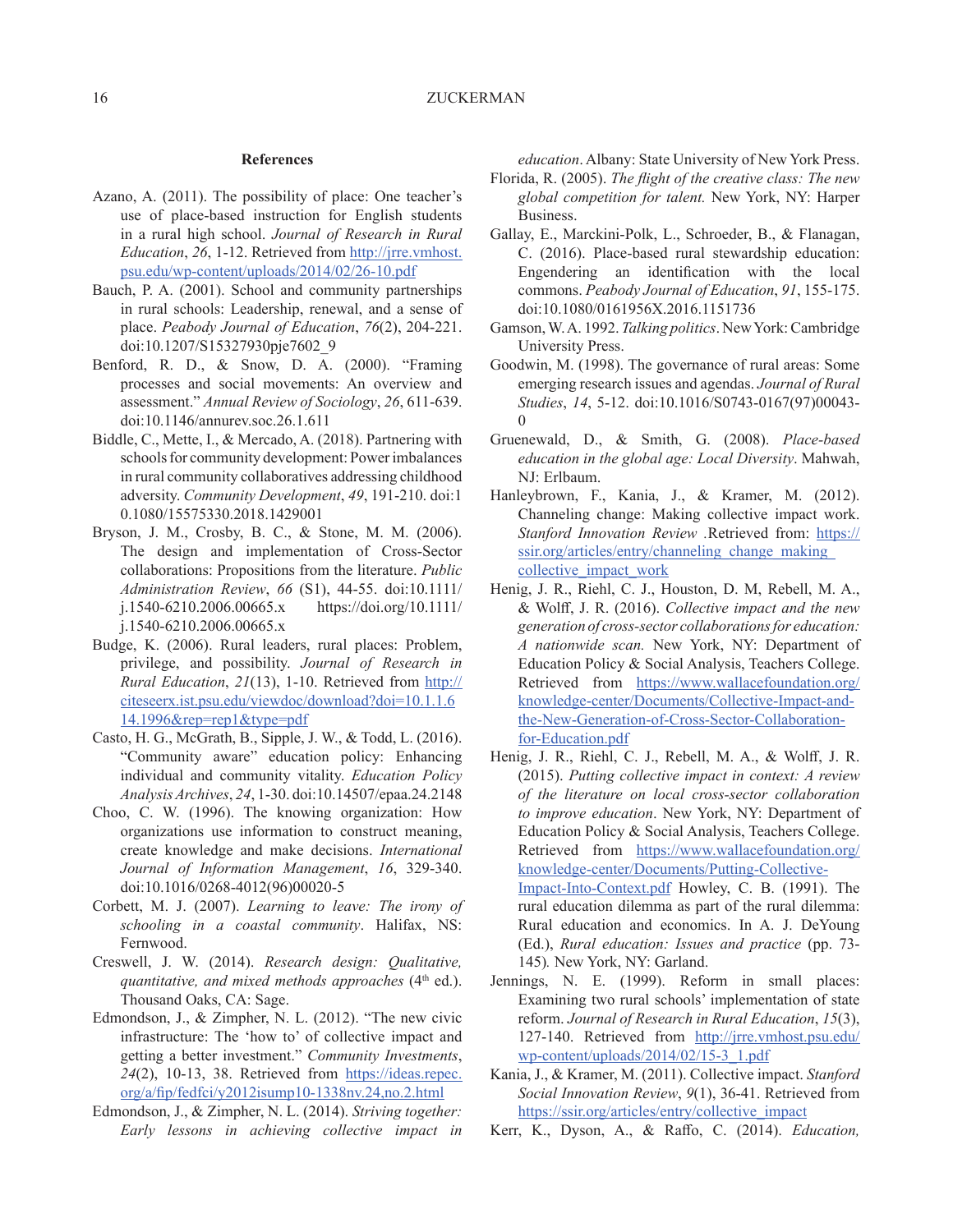## References

Azano, A. (2011). The possibility of place: One teacher's use of place-based instruction for English students in a rural high school. *Journal of Research in Rural Education*, *26*, 1-12. Retrieved from http://jrre.vmhost.psu.edu/wp-content/uploads/2014/02/26-10.pdf

Bauch, P. A. (2001). School and community partnerships in rural schools: Leadership, renewal, and a sense of place. *Peabody Journal of Education*, *76*(2), 204-221. doi:10.1207/S15327930pje7602_9

Benford, R. D., & Snow, D. A. (2000). "Framing processes and social movements: An overview and assessment." *Annual Review of Sociology*, *26*, 611-639. doi:10.1146/annurev.soc.26.1.611

Biddle, C., Mette, I., & Mercado, A. (2018). Partnering with schools for community development: Power imbalances in rural community collaboratives addressing childhood adversity. *Community Development*, *49*, 191-210. doi:10.1080/15575330.2018.1429001

Bryson, J. M., Crosby, B. C., & Stone, M. M. (2006). The design and implementation of Cross-Sector collaborations: Propositions from the literature. *Public Administration Review*, *66* (S1), 44-55. doi:10.1111/j.1540-6210.2006.00665.x https://doi.org/10.1111/j.1540-6210.2006.00665.x

Budge, K. (2006). Rural leaders, rural places: Problem, privilege, and possibility. *Journal of Research in Rural Education*, *21*(13), 1-10. Retrieved from http://citeseerx.ist.psu.edu/viewdoc/download?doi=10.1.1.614.1996&rep=rep1&type=pdf

Casto, H. G., McGrath, B., Sipple, J. W., & Todd, L. (2016). "Community aware" education policy: Enhancing individual and community vitality. *Education Policy Analysis Archives*, *24*, 1-30. doi:10.14507/epaa.24.2148

Choo, C. W. (1996). The knowing organization: How organizations use information to construct meaning, create knowledge and make decisions. *International Journal of Information Management*, *16*, 329-340. doi:10.1016/0268-4012(96)00020-5

Corbett, M. J. (2007). *Learning to leave: The irony of schooling in a coastal community*. Halifax, NS: Fernwood.

Creswell, J. W. (2014). *Research design: Qualitative, quantitative, and mixed methods approaches* (4th ed.). Thousand Oaks, CA: Sage.

Edmondson, J., & Zimpher, N. L. (2012). "The new civic infrastructure: The 'how to' of collective impact and getting a better investment." *Community Investments*, *24*(2), 10-13, 38. Retrieved from https://ideas.repec.org/a/fip/fedfci/y2012isump10-1338nv.24,no.2.html

Edmondson, J., & Zimpher, N. L. (2014). *Striving together: Early lessons in achieving collective impact in education*. Albany: State University of New York Press.

Florida, R. (2005). *The flight of the creative class: The new global competition for talent.* New York, NY: Harper Business.

Gallay, E., Marckini-Polk, L., Schroeder, B., & Flanagan, C. (2016). Place-based rural stewardship education: Engendering an identification with the local commons. *Peabody Journal of Education*, *91*, 155-175. doi:10.1080/0161956X.2016.1151736

Gamson, W. A. 1992. *Talking politics*. New York: Cambridge University Press.

Goodwin, M. (1998). The governance of rural areas: Some emerging research issues and agendas. *Journal of Rural Studies*, *14*, 5-12. doi:10.1016/S0743-0167(97)00043-0

Gruenewald, D., & Smith, G. (2008). *Place-based education in the global age: Local Diversity*. Mahwah, NJ: Erlbaum.

Hanleybrown, F., Kania, J., & Kramer, M. (2012). Channeling change: Making collective impact work. *Stanford Innovation Review* .Retrieved from: https://ssir.org/articles/entry/channeling_change_making_collective_impact_work

Henig, J. R., Riehl, C. J., Houston, D. M, Rebell, M. A., & Wolff, J. R. (2016). *Collective impact and the new generation of cross-sector collaborations for education: A nationwide scan.* New York, NY: Department of Education Policy & Social Analysis, Teachers College. Retrieved from https://www.wallacefoundation.org/knowledge-center/Documents/Collective-Impact-and-the-New-Generation-of-Cross-Sector-Collaboration-for-Education.pdf

Henig, J. R., Riehl, C. J., Rebell, M. A., & Wolff, J. R. (2015). *Putting collective impact in context: A review of the literature on local cross-sector collaboration to improve education*. New York, NY: Department of Education Policy & Social Analysis, Teachers College. Retrieved from https://www.wallacefoundation.org/knowledge-center/Documents/Putting-Collective-Impact-Into-Context.pdf Howley, C. B. (1991). The rural education dilemma as part of the rural dilemma: Rural education and economics. In A. J. DeYoung (Ed.), *Rural education: Issues and practice* (pp. 73-145)*.* New York, NY: Garland.

Jennings, N. E. (1999). Reform in small places: Examining two rural schools' implementation of state reform. *Journal of Research in Rural Education*, *15*(3), 127-140. Retrieved from http://jrre.vmhost.psu.edu/wp-content/uploads/2014/02/15-3_1.pdf

Kania, J., & Kramer, M. (2011). Collective impact. *Stanford Social Innovation Review*, *9*(1), 36-41. Retrieved from https://ssir.org/articles/entry/collective_impact

Kerr, K., Dyson, A., & Raffo, C. (2014). *Education,*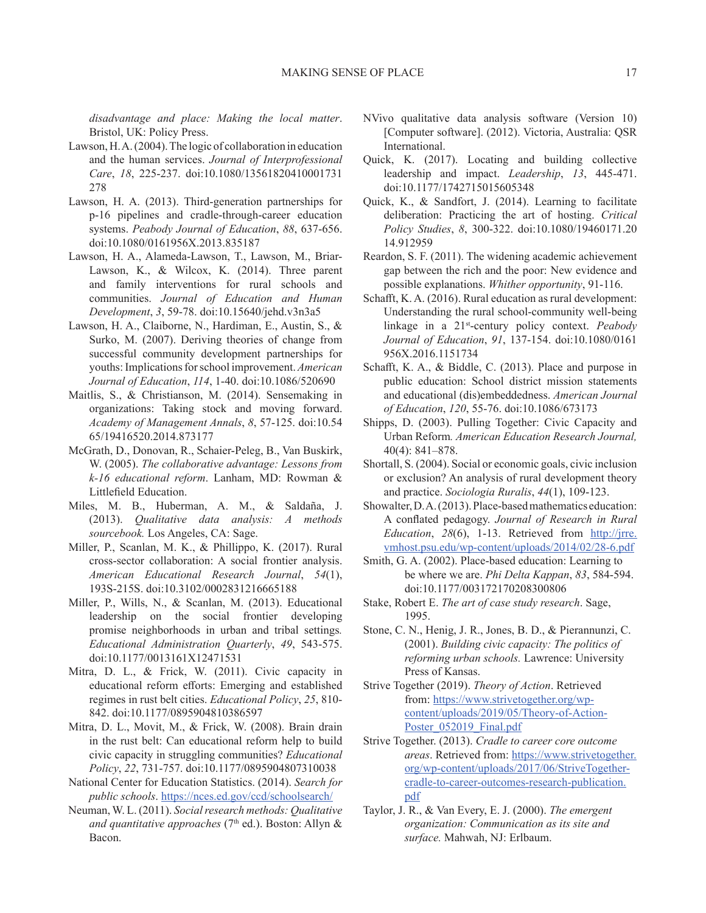*disadvantage and place: Making the local matter*. Bristol, UK: Policy Press.

Lawson, H. A. (2004). The logic of collaboration in education and the human services. *Journal of Interprofessional Care*, *18*, 225-237. doi:10.1080/13561820410001731278

Lawson, H. A. (2013). Third-generation partnerships for p-16 pipelines and cradle-through-career education systems. *Peabody Journal of Education*, *88*, 637-656. doi:10.1080/0161956X.2013.835187

Lawson, H. A., Alameda-Lawson, T., Lawson, M., Briar-Lawson, K., & Wilcox, K. (2014). Three parent and family interventions for rural schools and communities. *Journal of Education and Human Development*, *3*, 59-78. doi:10.15640/jehd.v3n3a5

Lawson, H. A., Claiborne, N., Hardiman, E., Austin, S., & Surko, M. (2007). Deriving theories of change from successful community development partnerships for youths: Implications for school improvement. *American Journal of Education*, *114*, 1-40. doi:10.1086/520690

Maitlis, S., & Christianson, M. (2014). Sensemaking in organizations: Taking stock and moving forward. *Academy of Management Annals*, *8*, 57-125. doi:10.5465/19416520.2014.873177

McGrath, D., Donovan, R., Schaier-Peleg, B., Van Buskirk, W. (2005). *The collaborative advantage: Lessons from k-16 educational reform*. Lanham, MD: Rowman & Littlefield Education.

Miles, M. B., Huberman, A. M., & Saldaña, J. (2013). *Qualitative data analysis: A methods sourcebook.* Los Angeles, CA: Sage.

Miller, P., Scanlan, M. K., & Phillippo, K. (2017). Rural cross-sector collaboration: A social frontier analysis. *American Educational Research Journal*, *54*(1), 193S-215S. doi:10.3102/0002831216665188

Miller, P., Wills, N., & Scanlan, M. (2013). Educational leadership on the social frontier developing promise neighborhoods in urban and tribal settings. *Educational Administration Quarterly*, *49*, 543-575. doi:10.1177/0013161X12471531

Mitra, D. L., & Frick, W. (2011). Civic capacity in educational reform efforts: Emerging and established regimes in rust belt cities. *Educational Policy*, *25*, 810-842. doi:10.1177/0895904810386597

Mitra, D. L., Movit, M., & Frick, W. (2008). Brain drain in the rust belt: Can educational reform help to build civic capacity in struggling communities? *Educational Policy*, *22*, 731-757. doi:10.1177/0895904807310038

National Center for Education Statistics. (2014). *Search for public schools*. https://nces.ed.gov/ccd/schoolsearch/

Neuman, W. L. (2011). *Social research methods: Qualitative and quantitative approaches* (7th ed.). Boston: Allyn & Bacon.

NVivo qualitative data analysis software (Version 10) [Computer software]. (2012). Victoria, Australia: QSR International.

Quick, K. (2017). Locating and building collective leadership and impact. *Leadership*, *13*, 445-471. doi:10.1177/1742715015605348

Quick, K., & Sandfort, J. (2014). Learning to facilitate deliberation: Practicing the art of hosting. *Critical Policy Studies*, *8*, 300-322. doi:10.1080/19460171.2014.912959

Reardon, S. F. (2011). The widening academic achievement gap between the rich and the poor: New evidence and possible explanations. *Whither opportunity*, 91-116.

Schafft, K. A. (2016). Rural education as rural development: Understanding the rural school-community well-being linkage in a 21st-century policy context. *Peabody Journal of Education*, *91*, 137-154. doi:10.1080/0161956X.2016.1151734

Schafft, K. A., & Biddle, C. (2013). Place and purpose in public education: School district mission statements and educational (dis)embeddedness. *American Journal of Education*, *120*, 55-76. doi:10.1086/673173

Shipps, D. (2003). Pulling Together: Civic Capacity and Urban Reform*. American Education Research Journal,* 40(4): 841–878.

Shortall, S. (2004). Social or economic goals, civic inclusion or exclusion? An analysis of rural development theory and practice. *Sociologia Ruralis*, *44*(1), 109-123.

Showalter, D. A. (2013). Place-based mathematics education: A conflated pedagogy. *Journal of Research in Rural Education*, *28*(6), 1-13. Retrieved from http://jrre.vmhost.psu.edu/wp-content/uploads/2014/02/28-6.pdf

Smith, G. A. (2002). Place-based education: Learning to be where we are. *Phi Delta Kappan*, *83*, 584-594. doi:10.1177/003172170208300806

Stake, Robert E. *The art of case study research*. Sage, 1995.

Stone, C. N., Henig, J. R., Jones, B. D., & Pierannunzi, C. (2001). *Building civic capacity: The politics of reforming urban schools.* Lawrence: University Press of Kansas.

Strive Together (2019). *Theory of Action*. Retrieved from: https://www.strivetogether.org/wp-content/uploads/2019/05/Theory-of-Action-Poster_052019_Final.pdf

Strive Together. (2013). *Cradle to career core outcome areas*. Retrieved from: https://www.strivetogether.org/wp-content/uploads/2017/06/StriveTogether-cradle-to-career-outcomes-research-publication.pdf

Taylor, J. R., & Van Every, E. J. (2000). *The emergent organization: Communication as its site and surface.* Mahwah, NJ: Erlbaum.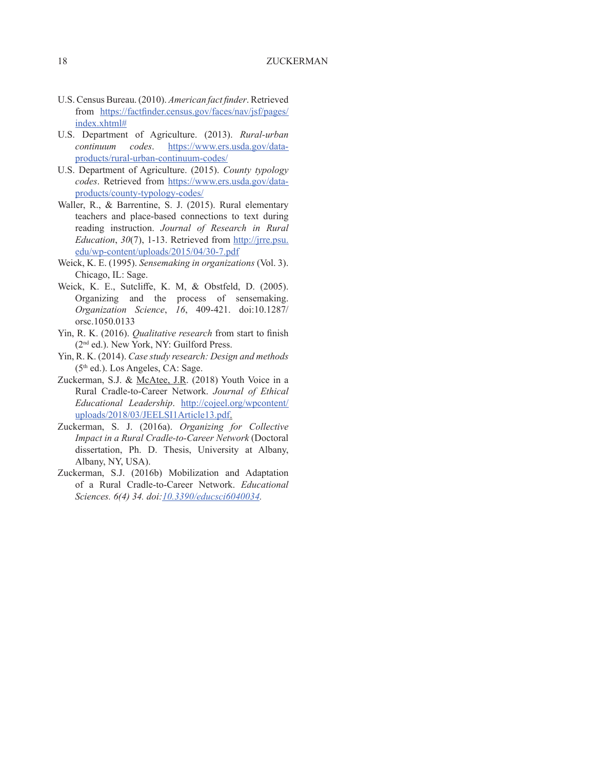U.S. Census Bureau. (2010). *American fact finder*. Retrieved from https://factfinder.census.gov/faces/nav/jsf/pages/index.xhtml#

U.S. Department of Agriculture. (2013). *Rural-urban continuum codes*. https://www.ers.usda.gov/data-products/rural-urban-continuum-codes/

U.S. Department of Agriculture. (2015). *County typology codes*. Retrieved from https://www.ers.usda.gov/data-products/county-typology-codes/

Waller, R., & Barrentine, S. J. (2015). Rural elementary teachers and place-based connections to text during reading instruction. *Journal of Research in Rural Education*, *30*(7), 1-13. Retrieved from http://jrre.psu.edu/wp-content/uploads/2015/04/30-7.pdf

Weick, K. E. (1995). *Sensemaking in organizations* (Vol. 3). Chicago, IL: Sage.

Weick, K. E., Sutcliffe, K. M, & Obstfeld, D. (2005). Organizing and the process of sensemaking. *Organization Science*, *16*, 409-421. doi:10.1287/orsc.1050.0133

Yin, R. K. (2016). *Qualitative research* from start to finish (2nd ed.). New York, NY: Guilford Press.

Yin, R. K. (2014). *Case study research: Design and methods* (5th ed.). Los Angeles, CA: Sage.

Zuckerman, S.J. & McAtee, J.R. (2018) Youth Voice in a Rural Cradle-to-Career Network. *Journal of Ethical Educational Leadership*. http://cojeel.org/wpcontent/uploads/2018/03/JEELSI1Article13.pdf.

Zuckerman, S. J. (2016a). *Organizing for Collective Impact in a Rural Cradle-to-Career Network* (Doctoral dissertation, Ph. D. Thesis, University at Albany, Albany, NY, USA).

Zuckerman, S.J. (2016b) Mobilization and Adaptation of a Rural Cradle-to-Career Network. *Educational Sciences. 6(4) 34. doi:10.3390/educsci6040034.*